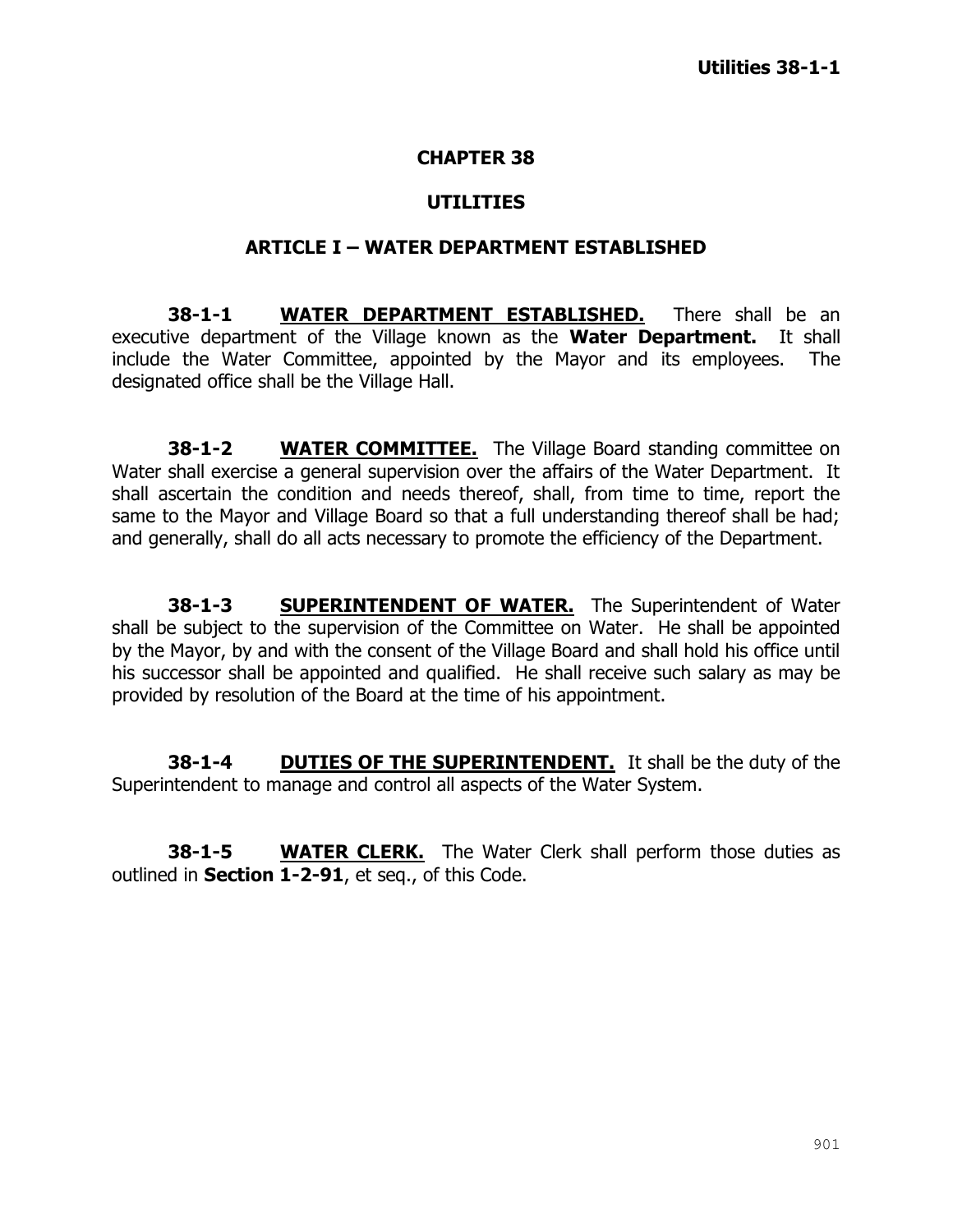# CHAPTER 38

# UTILITIES

## ARTICLE I – WATER DEPARTMENT ESTABLISHED

**38-1-1 WATER DEPARTMENT ESTABLISHED.** There shall be an executive department of the Village known as the **Water Department.** It shall include the Water Committee, appointed by the Mayor and its employees. The designated office shall be the Village Hall.

**38-1-2 WATER COMMITTEE.** The Village Board standing committee on Water shall exercise a general supervision over the affairs of the Water Department. It shall ascertain the condition and needs thereof, shall, from time to time, report the same to the Mayor and Village Board so that a full understanding thereof shall be had; and generally, shall do all acts necessary to promote the efficiency of the Department.

**38-1-3 SUPERINTENDENT OF WATER.** The Superintendent of Water shall be subject to the supervision of the Committee on Water. He shall be appointed by the Mayor, by and with the consent of the Village Board and shall hold his office until his successor shall be appointed and qualified. He shall receive such salary as may be provided by resolution of the Board at the time of his appointment.

**38-1-4 DUTIES OF THE SUPERINTENDENT.** It shall be the duty of the Superintendent to manage and control all aspects of the Water System.

**38-1-5 WATER CLERK.** The Water Clerk shall perform those duties as outlined in **Section 1-2-91**, et seq., of this Code.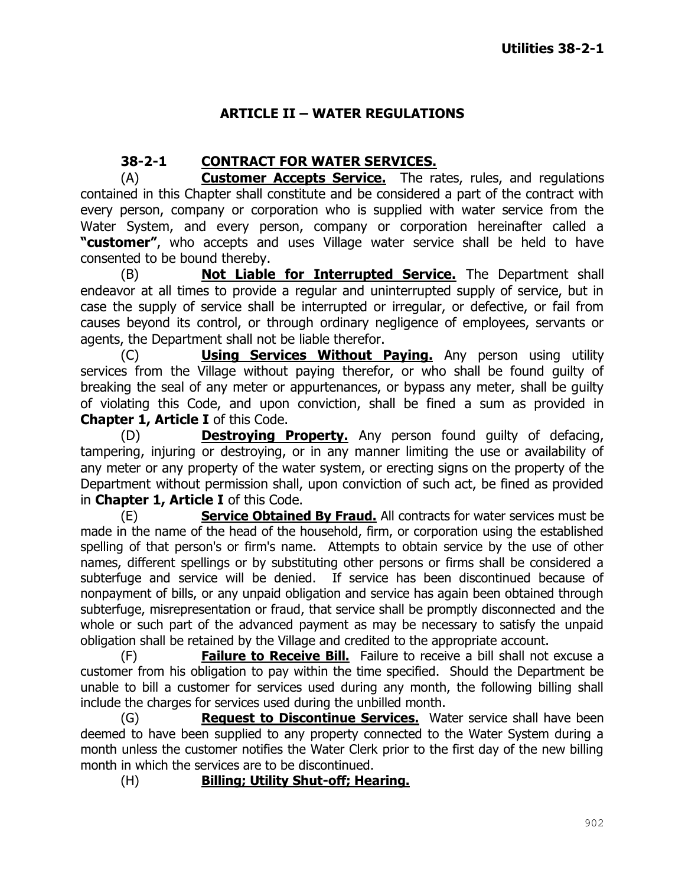## ARTICLE II – WATER REGULATIONS

### 38-2-1 CONTRACT FOR WATER SERVICES.

(A) **Customer Accepts Service.** The rates, rules, and regulations contained in this Chapter shall constitute and be considered a part of the contract with every person, company or corporation who is supplied with water service from the Water System, and every person, company or corporation hereinafter called a **"customer"**, who accepts and uses Village water service shall be held to have consented to be bound thereby.

(B) **Not Liable for Interrupted Service.** The Department shall endeavor at all times to provide a regular and uninterrupted supply of service, but in case the supply of service shall be interrupted or irregular, or defective, or fail from causes beyond its control, or through ordinary negligence of employees, servants or agents, the Department shall not be liable therefor.

(C) **Using Services Without Paying.** Any person using utility services from the Village without paying therefor, or who shall be found guilty of breaking the seal of any meter or appurtenances, or bypass any meter, shall be guilty of violating this Code, and upon conviction, shall be fined a sum as provided in **Chapter 1, Article I** of this Code.

(D) **Destroying Property.** Any person found guilty of defacing, tampering, injuring or destroying, or in any manner limiting the use or availability of any meter or any property of the water system, or erecting signs on the property of the Department without permission shall, upon conviction of such act, be fined as provided in **Chapter 1, Article I** of this Code.

(E) **Service Obtained By Fraud.** All contracts for water services must be made in the name of the head of the household, firm, or corporation using the established spelling of that person's or firm's name. Attempts to obtain service by the use of other names, different spellings or by substituting other persons or firms shall be considered a subterfuge and service will be denied. If service has been discontinued because of nonpayment of bills, or any unpaid obligation and service has again been obtained through subterfuge, misrepresentation or fraud, that service shall be promptly disconnected and the whole or such part of the advanced payment as may be necessary to satisfy the unpaid obligation shall be retained by the Village and credited to the appropriate account.

(F) **Failure to Receive Bill.** Failure to receive a bill shall not excuse a customer from his obligation to pay within the time specified. Should the Department be unable to bill a customer for services used during any month, the following billing shall include the charges for services used during the unbilled month.

(G) **Request to Discontinue Services.** Water service shall have been deemed to have been supplied to any property connected to the Water System during a month unless the customer notifies the Water Clerk prior to the first day of the new billing month in which the services are to be discontinued.

(H) **Billing; Utility Shut-off; Hearing.**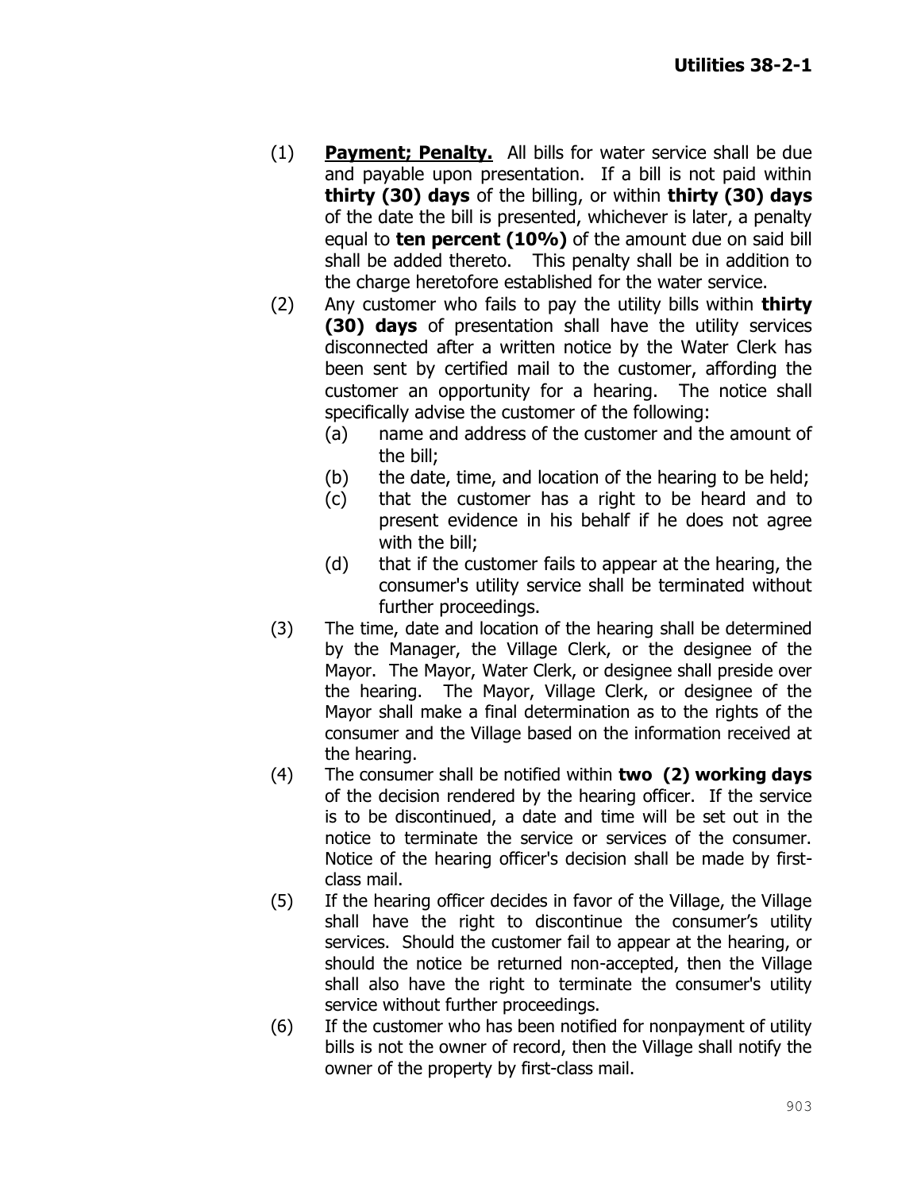(1) **Payment; Penalty.** All bills for water service shall be due and payable upon presentation. If a bill is not paid within **thirty (30) days** of the billing, or within **thirty (30) days** of the date the bill is presented, whichever is later, a penalty equal to **ten percent (10%)** of the amount due on said bill shall be added thereto. This penalty shall be in addition to the charge heretofore established for the water service.

(2) Any customer who fails to pay the utility bills within **thirty (30) days** of presentation shall have the utility services disconnected after a written notice by the Water Clerk has been sent by certified mail to the customer, affording the customer an opportunity for a hearing. The notice shall specifically advise the customer of the following:

- (a) name and address of the customer and the amount of the bill;
- (b) the date, time, and location of the hearing to be held;
- (c) that the customer has a right to be heard and to present evidence in his behalf if he does not agree with the bill;
- (d) that if the customer fails to appear at the hearing, the consumer's utility service shall be terminated without further proceedings.

(3) The time, date and location of the hearing shall be determined by the Manager, the Village Clerk, or the designee of the Mayor. The Mayor, Water Clerk, or designee shall preside over the hearing. The Mayor, Village Clerk, or designee of the Mayor shall make a final determination as to the rights of the consumer and the Village based on the information received at the hearing.

(4) The consumer shall be notified within **two (2) working days** of the decision rendered by the hearing officer. If the service is to be discontinued, a date and time will be set out in the notice to terminate the service or services of the consumer. Notice of the hearing officer's decision shall be made by first-class mail.

(5) If the hearing officer decides in favor of the Village, the Village shall have the right to discontinue the consumer's utility services. Should the customer fail to appear at the hearing, or should the notice be returned non-accepted, then the Village shall also have the right to terminate the consumer's utility service without further proceedings.

(6) If the customer who has been notified for nonpayment of utility bills is not the owner of record, then the Village shall notify the owner of the property by first-class mail.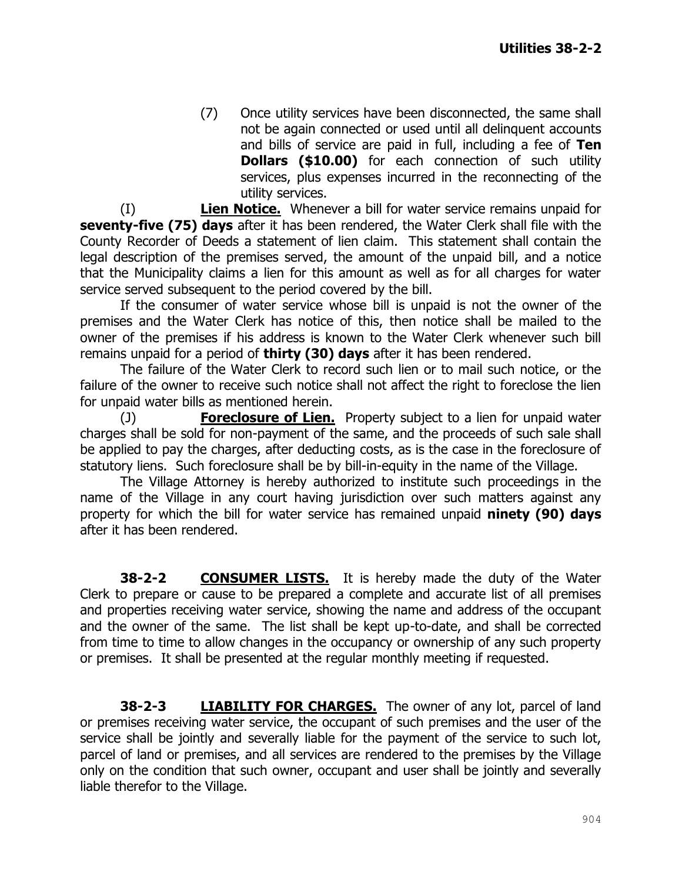(7) Once utility services have been disconnected, the same shall not be again connected or used until all delinquent accounts and bills of service are paid in full, including a fee of **Ten Dollars ($10.00)** for each connection of such utility services, plus expenses incurred in the reconnecting of the utility services.

(I) **Lien Notice.** Whenever a bill for water service remains unpaid for **seventy-five (75) days** after it has been rendered, the Water Clerk shall file with the County Recorder of Deeds a statement of lien claim. This statement shall contain the legal description of the premises served, the amount of the unpaid bill, and a notice that the Municipality claims a lien for this amount as well as for all charges for water service served subsequent to the period covered by the bill.

If the consumer of water service whose bill is unpaid is not the owner of the premises and the Water Clerk has notice of this, then notice shall be mailed to the owner of the premises if his address is known to the Water Clerk whenever such bill remains unpaid for a period of **thirty (30) days** after it has been rendered.

The failure of the Water Clerk to record such lien or to mail such notice, or the failure of the owner to receive such notice shall not affect the right to foreclose the lien for unpaid water bills as mentioned herein.

(J) **Foreclosure of Lien.** Property subject to a lien for unpaid water charges shall be sold for non-payment of the same, and the proceeds of such sale shall be applied to pay the charges, after deducting costs, as is the case in the foreclosure of statutory liens. Such foreclosure shall be by bill-in-equity in the name of the Village.

The Village Attorney is hereby authorized to institute such proceedings in the name of the Village in any court having jurisdiction over such matters against any property for which the bill for water service has remained unpaid **ninety (90) days** after it has been rendered.

**38-2-2 CONSUMER LISTS.** It is hereby made the duty of the Water Clerk to prepare or cause to be prepared a complete and accurate list of all premises and properties receiving water service, showing the name and address of the occupant and the owner of the same. The list shall be kept up-to-date, and shall be corrected from time to time to allow changes in the occupancy or ownership of any such property or premises. It shall be presented at the regular monthly meeting if requested.

**38-2-3 LIABILITY FOR CHARGES.** The owner of any lot, parcel of land or premises receiving water service, the occupant of such premises and the user of the service shall be jointly and severally liable for the payment of the service to such lot, parcel of land or premises, and all services are rendered to the premises by the Village only on the condition that such owner, occupant and user shall be jointly and severally liable therefor to the Village.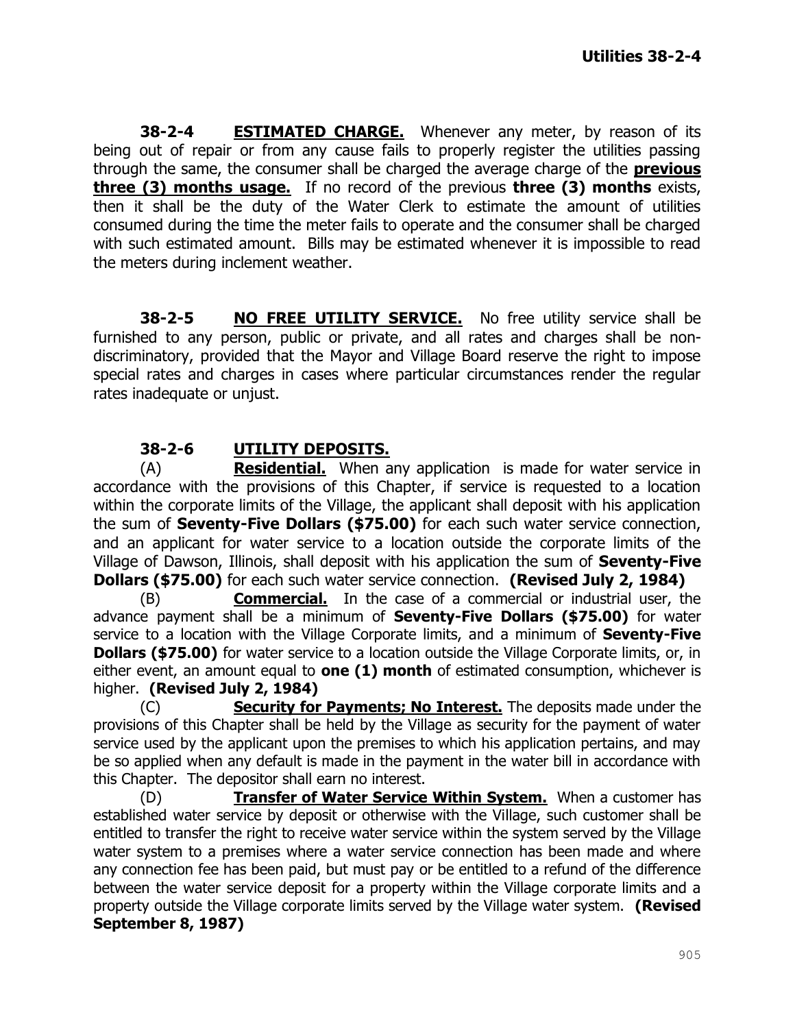**38-2-4 ESTIMATED CHARGE.** Whenever any meter, by reason of its being out of repair or from any cause fails to properly register the utilities passing through the same, the consumer shall be charged the average charge of the **previous three (3) months usage.** If no record of the previous **three (3) months** exists, then it shall be the duty of the Water Clerk to estimate the amount of utilities consumed during the time the meter fails to operate and the consumer shall be charged with such estimated amount. Bills may be estimated whenever it is impossible to read the meters during inclement weather.

**38-2-5 NO FREE UTILITY SERVICE.** No free utility service shall be furnished to any person, public or private, and all rates and charges shall be non-discriminatory, provided that the Mayor and Village Board reserve the right to impose special rates and charges in cases where particular circumstances render the regular rates inadequate or unjust.

**38-2-6 UTILITY DEPOSITS.**

(A) **Residential.** When any application is made for water service in accordance with the provisions of this Chapter, if service is requested to a location within the corporate limits of the Village, the applicant shall deposit with his application the sum of **Seventy-Five Dollars ($75.00)** for each such water service connection, and an applicant for water service to a location outside the corporate limits of the Village of Dawson, Illinois, shall deposit with his application the sum of **Seventy-Five Dollars ($75.00)** for each such water service connection. **(Revised July 2, 1984)**

(B) **Commercial.** In the case of a commercial or industrial user, the advance payment shall be a minimum of **Seventy-Five Dollars ($75.00)** for water service to a location with the Village Corporate limits, and a minimum of **Seventy-Five Dollars ($75.00)** for water service to a location outside the Village Corporate limits, or, in either event, an amount equal to **one (1) month** of estimated consumption, whichever is higher. **(Revised July 2, 1984)**

(C) **Security for Payments; No Interest.** The deposits made under the provisions of this Chapter shall be held by the Village as security for the payment of water service used by the applicant upon the premises to which his application pertains, and may be so applied when any default is made in the payment in the water bill in accordance with this Chapter. The depositor shall earn no interest.

(D) **Transfer of Water Service Within System.** When a customer has established water service by deposit or otherwise with the Village, such customer shall be entitled to transfer the right to receive water service within the system served by the Village water system to a premises where a water service connection has been made and where any connection fee has been paid, but must pay or be entitled to a refund of the difference between the water service deposit for a property within the Village corporate limits and a property outside the Village corporate limits served by the Village water system. **(Revised September 8, 1987)**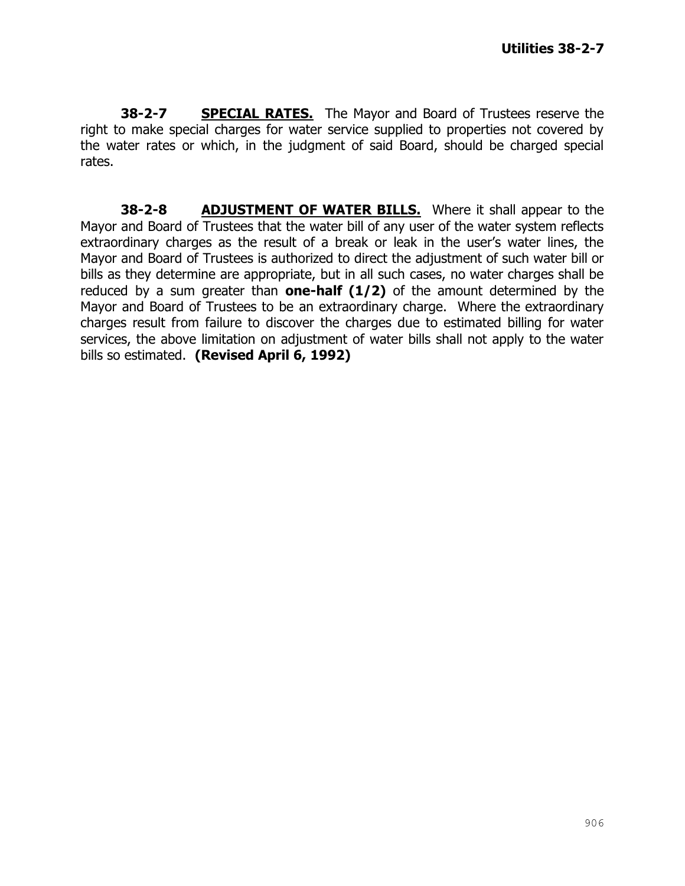**38-2-7** **SPECIAL RATES.** The Mayor and Board of Trustees reserve the right to make special charges for water service supplied to properties not covered by the water rates or which, in the judgment of said Board, should be charged special rates.

**38-2-8** **ADJUSTMENT OF WATER BILLS.** Where it shall appear to the Mayor and Board of Trustees that the water bill of any user of the water system reflects extraordinary charges as the result of a break or leak in the user's water lines, the Mayor and Board of Trustees is authorized to direct the adjustment of such water bill or bills as they determine are appropriate, but in all such cases, no water charges shall be reduced by a sum greater than **one-half (1/2)** of the amount determined by the Mayor and Board of Trustees to be an extraordinary charge. Where the extraordinary charges result from failure to discover the charges due to estimated billing for water services, the above limitation on adjustment of water bills shall not apply to the water bills so estimated. **(Revised April 6, 1992)**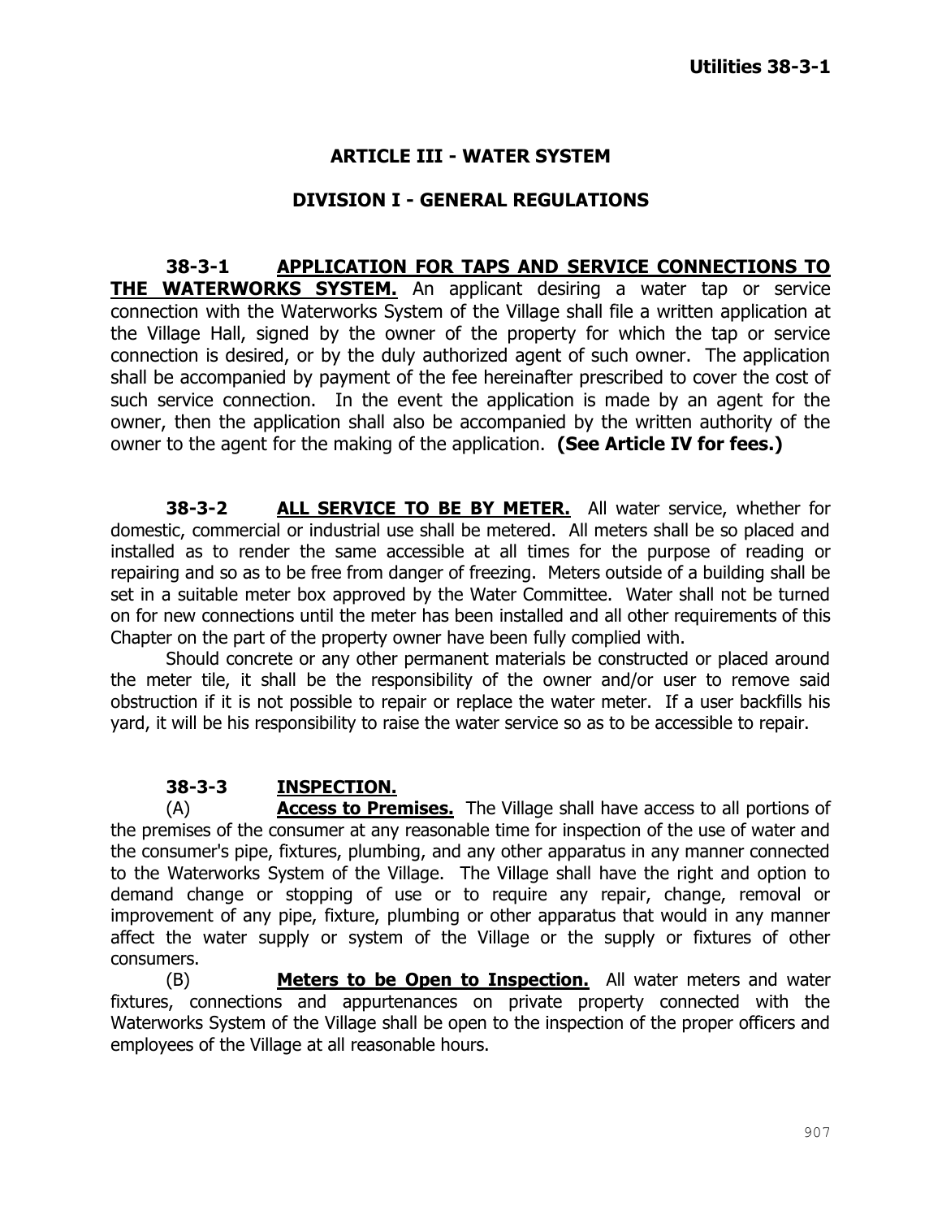## ARTICLE III - WATER SYSTEM

### DIVISION I - GENERAL REGULATIONS

**38-3-1 APPLICATION FOR TAPS AND SERVICE CONNECTIONS TO THE WATERWORKS SYSTEM.** An applicant desiring a water tap or service connection with the Waterworks System of the Village shall file a written application at the Village Hall, signed by the owner of the property for which the tap or service connection is desired, or by the duly authorized agent of such owner. The application shall be accompanied by payment of the fee hereinafter prescribed to cover the cost of such service connection. In the event the application is made by an agent for the owner, then the application shall also be accompanied by the written authority of the owner to the agent for the making of the application. **(See Article IV for fees.)**

**38-3-2 ALL SERVICE TO BE BY METER.** All water service, whether for domestic, commercial or industrial use shall be metered. All meters shall be so placed and installed as to render the same accessible at all times for the purpose of reading or repairing and so as to be free from danger of freezing. Meters outside of a building shall be set in a suitable meter box approved by the Water Committee. Water shall not be turned on for new connections until the meter has been installed and all other requirements of this Chapter on the part of the property owner have been fully complied with.

Should concrete or any other permanent materials be constructed or placed around the meter tile, it shall be the responsibility of the owner and/or user to remove said obstruction if it is not possible to repair or replace the water meter. If a user backfills his yard, it will be his responsibility to raise the water service so as to be accessible to repair.

**38-3-3 INSPECTION.**

(A) **Access to Premises.** The Village shall have access to all portions of the premises of the consumer at any reasonable time for inspection of the use of water and the consumer's pipe, fixtures, plumbing, and any other apparatus in any manner connected to the Waterworks System of the Village. The Village shall have the right and option to demand change or stopping of use or to require any repair, change, removal or improvement of any pipe, fixture, plumbing or other apparatus that would in any manner affect the water supply or system of the Village or the supply or fixtures of other consumers.

(B) **Meters to be Open to Inspection.** All water meters and water fixtures, connections and appurtenances on private property connected with the Waterworks System of the Village shall be open to the inspection of the proper officers and employees of the Village at all reasonable hours.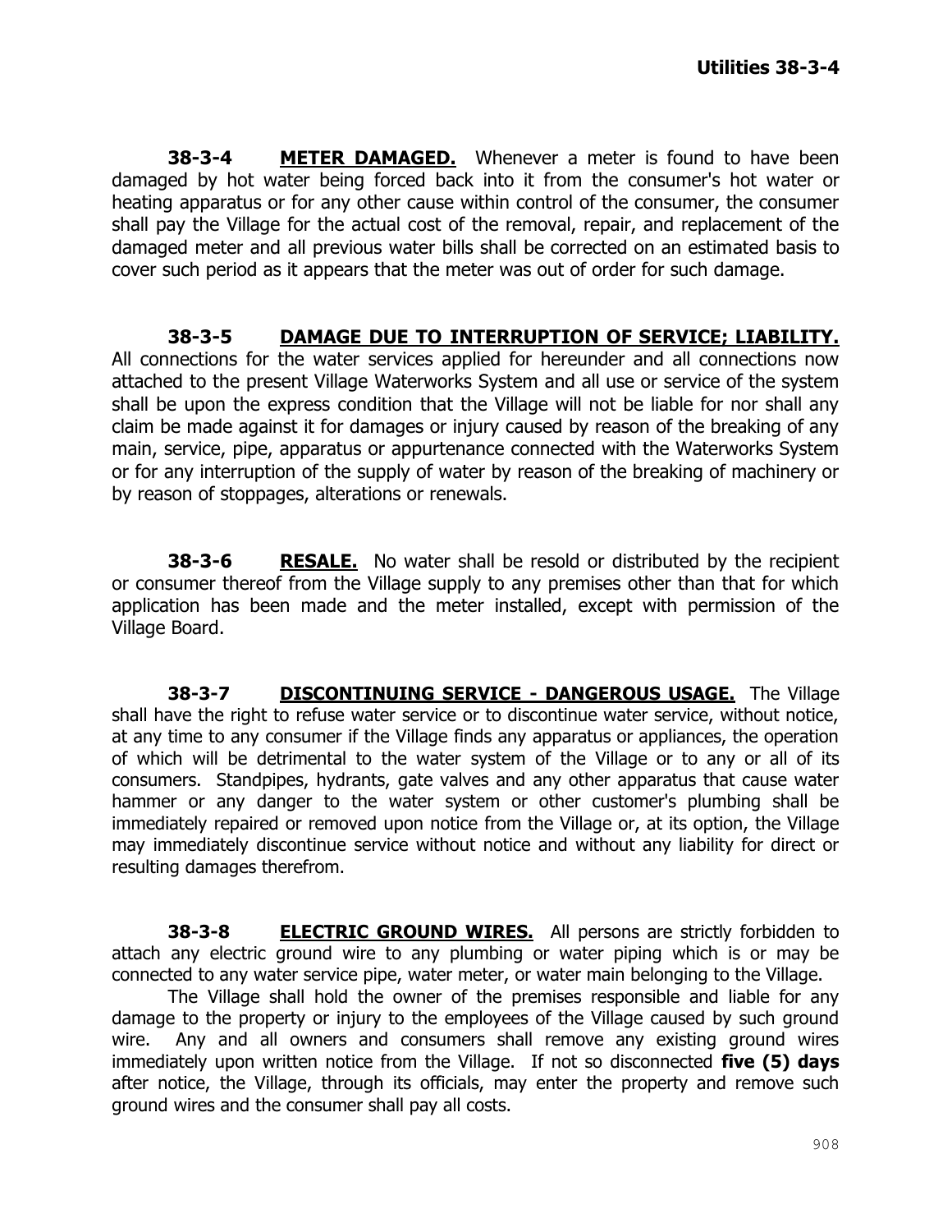**38-3-4 METER DAMAGED.** Whenever a meter is found to have been damaged by hot water being forced back into it from the consumer's hot water or heating apparatus or for any other cause within control of the consumer, the consumer shall pay the Village for the actual cost of the removal, repair, and replacement of the damaged meter and all previous water bills shall be corrected on an estimated basis to cover such period as it appears that the meter was out of order for such damage.

**38-3-5 DAMAGE DUE TO INTERRUPTION OF SERVICE; LIABILITY.** All connections for the water services applied for hereunder and all connections now attached to the present Village Waterworks System and all use or service of the system shall be upon the express condition that the Village will not be liable for nor shall any claim be made against it for damages or injury caused by reason of the breaking of any main, service, pipe, apparatus or appurtenance connected with the Waterworks System or for any interruption of the supply of water by reason of the breaking of machinery or by reason of stoppages, alterations or renewals.

**38-3-6 RESALE.** No water shall be resold or distributed by the recipient or consumer thereof from the Village supply to any premises other than that for which application has been made and the meter installed, except with permission of the Village Board.

**38-3-7 DISCONTINUING SERVICE - DANGEROUS USAGE.** The Village shall have the right to refuse water service or to discontinue water service, without notice, at any time to any consumer if the Village finds any apparatus or appliances, the operation of which will be detrimental to the water system of the Village or to any or all of its consumers. Standpipes, hydrants, gate valves and any other apparatus that cause water hammer or any danger to the water system or other customer's plumbing shall be immediately repaired or removed upon notice from the Village or, at its option, the Village may immediately discontinue service without notice and without any liability for direct or resulting damages therefrom.

**38-3-8 ELECTRIC GROUND WIRES.** All persons are strictly forbidden to attach any electric ground wire to any plumbing or water piping which is or may be connected to any water service pipe, water meter, or water main belonging to the Village.

The Village shall hold the owner of the premises responsible and liable for any damage to the property or injury to the employees of the Village caused by such ground wire. Any and all owners and consumers shall remove any existing ground wires immediately upon written notice from the Village. If not so disconnected **five (5) days** after notice, the Village, through its officials, may enter the property and remove such ground wires and the consumer shall pay all costs.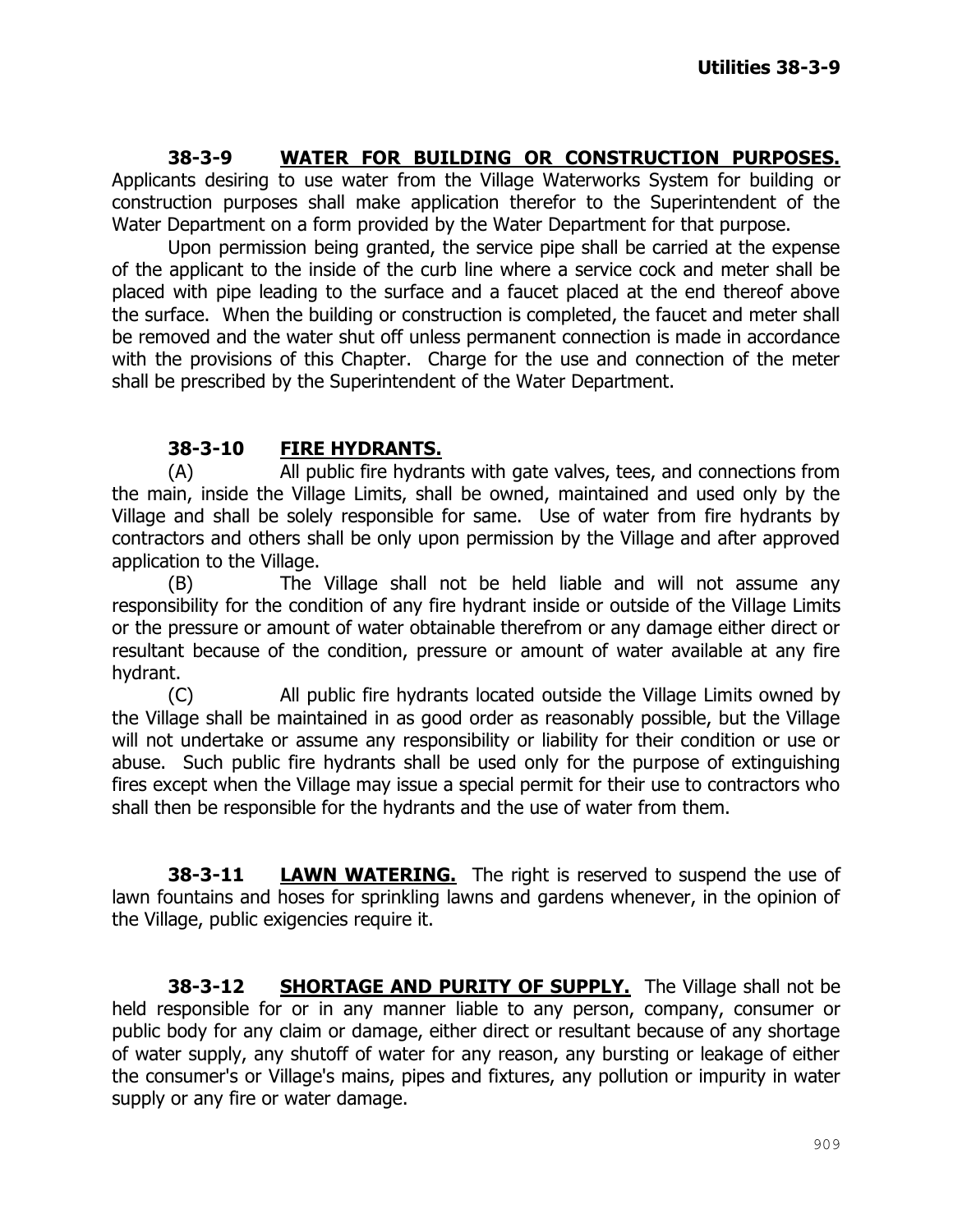**38-3-9 <u>WATER FOR BUILDING OR CONSTRUCTION PURPOSES.</u>** Applicants desiring to use water from the Village Waterworks System for building or construction purposes shall make application therefor to the Superintendent of the Water Department on a form provided by the Water Department for that purpose.

Upon permission being granted, the service pipe shall be carried at the expense of the applicant to the inside of the curb line where a service cock and meter shall be placed with pipe leading to the surface and a faucet placed at the end thereof above the surface. When the building or construction is completed, the faucet and meter shall be removed and the water shut off unless permanent connection is made in accordance with the provisions of this Chapter. Charge for the use and connection of the meter shall be prescribed by the Superintendent of the Water Department.

**38-3-10 <u>FIRE HYDRANTS.</u>**

(A) All public fire hydrants with gate valves, tees, and connections from the main, inside the Village Limits, shall be owned, maintained and used only by the Village and shall be solely responsible for same. Use of water from fire hydrants by contractors and others shall be only upon permission by the Village and after approved application to the Village.

(B) The Village shall not be held liable and will not assume any responsibility for the condition of any fire hydrant inside or outside of the Village Limits or the pressure or amount of water obtainable therefrom or any damage either direct or resultant because of the condition, pressure or amount of water available at any fire hydrant.

(C) All public fire hydrants located outside the Village Limits owned by the Village shall be maintained in as good order as reasonably possible, but the Village will not undertake or assume any responsibility or liability for their condition or use or abuse. Such public fire hydrants shall be used only for the purpose of extinguishing fires except when the Village may issue a special permit for their use to contractors who shall then be responsible for the hydrants and the use of water from them.

**38-3-11 <u>LAWN WATERING.</u>** The right is reserved to suspend the use of lawn fountains and hoses for sprinkling lawns and gardens whenever, in the opinion of the Village, public exigencies require it.

**38-3-12 <u>SHORTAGE AND PURITY OF SUPPLY.</u>** The Village shall not be held responsible for or in any manner liable to any person, company, consumer or public body for any claim or damage, either direct or resultant because of any shortage of water supply, any shutoff of water for any reason, any bursting or leakage of either the consumer's or Village's mains, pipes and fixtures, any pollution or impurity in water supply or any fire or water damage.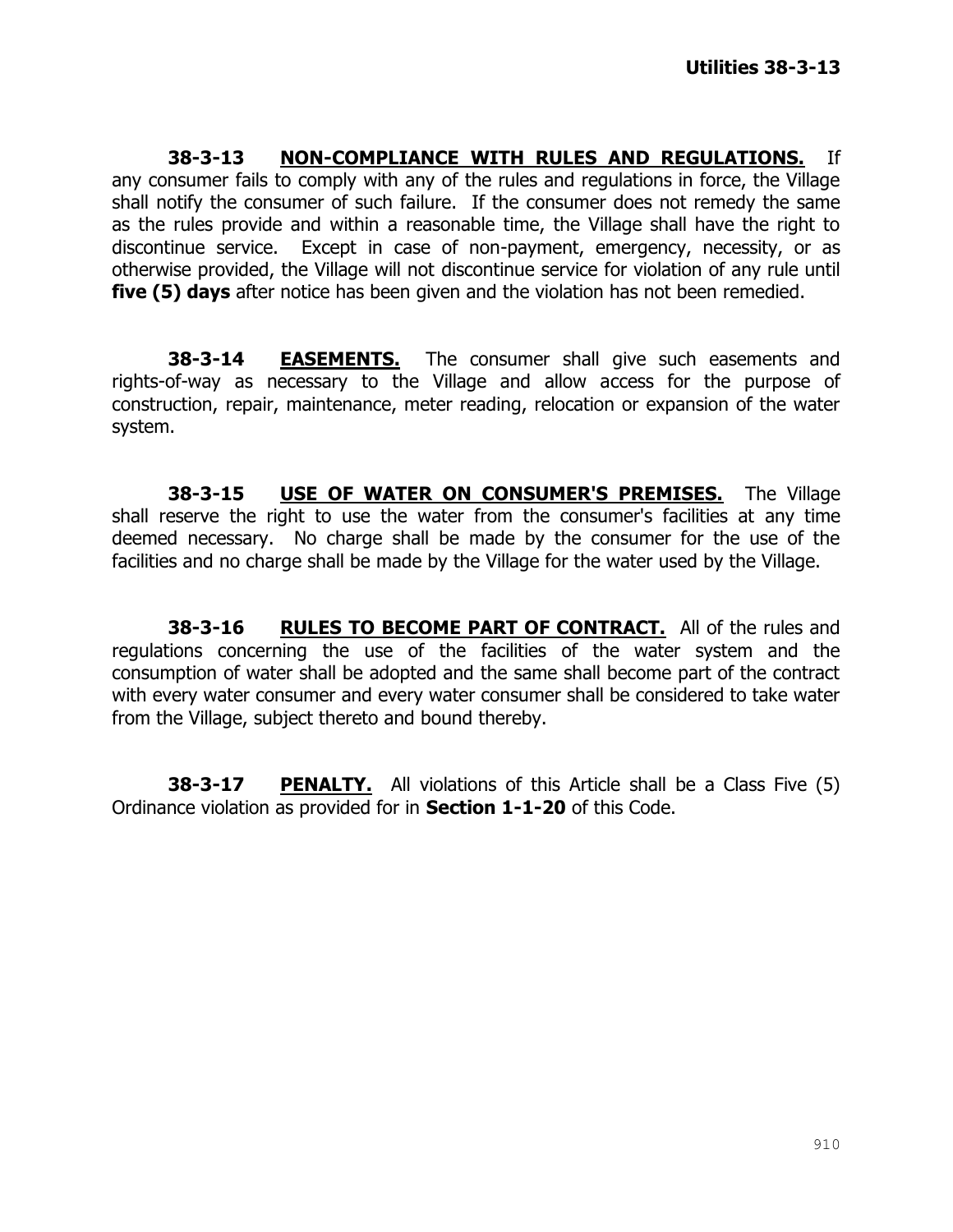**38-3-13 <u>NON-COMPLIANCE WITH RULES AND REGULATIONS.</u>** If any consumer fails to comply with any of the rules and regulations in force, the Village shall notify the consumer of such failure. If the consumer does not remedy the same as the rules provide and within a reasonable time, the Village shall have the right to discontinue service. Except in case of non-payment, emergency, necessity, or as otherwise provided, the Village will not discontinue service for violation of any rule until **five (5) days** after notice has been given and the violation has not been remedied.

**38-3-14 <u>EASEMENTS.</u>** The consumer shall give such easements and rights-of-way as necessary to the Village and allow access for the purpose of construction, repair, maintenance, meter reading, relocation or expansion of the water system.

**38-3-15 <u>USE OF WATER ON CONSUMER'S PREMISES.</u>** The Village shall reserve the right to use the water from the consumer's facilities at any time deemed necessary. No charge shall be made by the consumer for the use of the facilities and no charge shall be made by the Village for the water used by the Village.

**38-3-16 <u>RULES TO BECOME PART OF CONTRACT.</u>** All of the rules and regulations concerning the use of the facilities of the water system and the consumption of water shall be adopted and the same shall become part of the contract with every water consumer and every water consumer shall be considered to take water from the Village, subject thereto and bound thereby.

**38-3-17 <u>PENALTY.</u>** All violations of this Article shall be a Class Five (5) Ordinance violation as provided for in **Section 1-1-20** of this Code.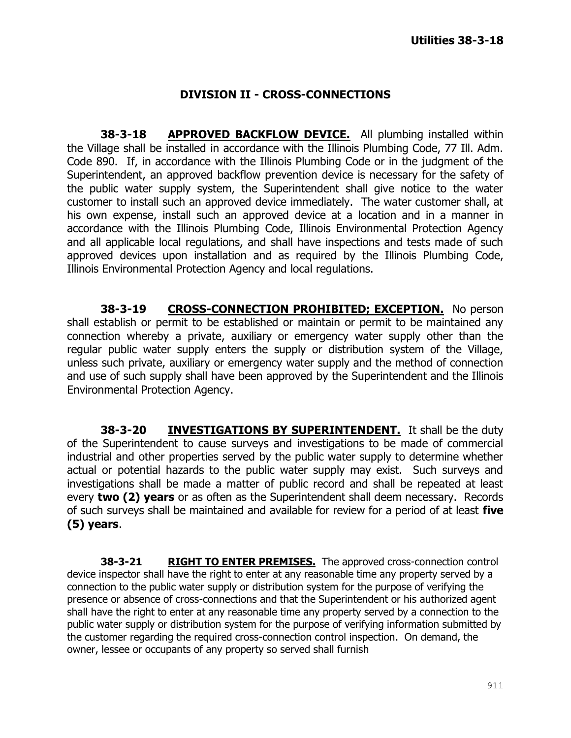## DIVISION II - CROSS-CONNECTIONS

**38-3-18 APPROVED BACKFLOW DEVICE.** All plumbing installed within the Village shall be installed in accordance with the Illinois Plumbing Code, 77 Ill. Adm. Code 890. If, in accordance with the Illinois Plumbing Code or in the judgment of the Superintendent, an approved backflow prevention device is necessary for the safety of the public water supply system, the Superintendent shall give notice to the water customer to install such an approved device immediately. The water customer shall, at his own expense, install such an approved device at a location and in a manner in accordance with the Illinois Plumbing Code, Illinois Environmental Protection Agency and all applicable local regulations, and shall have inspections and tests made of such approved devices upon installation and as required by the Illinois Plumbing Code, Illinois Environmental Protection Agency and local regulations.

**38-3-19 CROSS-CONNECTION PROHIBITED; EXCEPTION.** No person shall establish or permit to be established or maintain or permit to be maintained any connection whereby a private, auxiliary or emergency water supply other than the regular public water supply enters the supply or distribution system of the Village, unless such private, auxiliary or emergency water supply and the method of connection and use of such supply shall have been approved by the Superintendent and the Illinois Environmental Protection Agency.

**38-3-20 INVESTIGATIONS BY SUPERINTENDENT.** It shall be the duty of the Superintendent to cause surveys and investigations to be made of commercial industrial and other properties served by the public water supply to determine whether actual or potential hazards to the public water supply may exist. Such surveys and investigations shall be made a matter of public record and shall be repeated at least every **two (2) years** or as often as the Superintendent shall deem necessary. Records of such surveys shall be maintained and available for review for a period of at least **five (5) years**.

**38-3-21 RIGHT TO ENTER PREMISES.** The approved cross-connection control device inspector shall have the right to enter at any reasonable time any property served by a connection to the public water supply or distribution system for the purpose of verifying the presence or absence of cross-connections and that the Superintendent or his authorized agent shall have the right to enter at any reasonable time any property served by a connection to the public water supply or distribution system for the purpose of verifying information submitted by the customer regarding the required cross-connection control inspection. On demand, the owner, lessee or occupants of any property so served shall furnish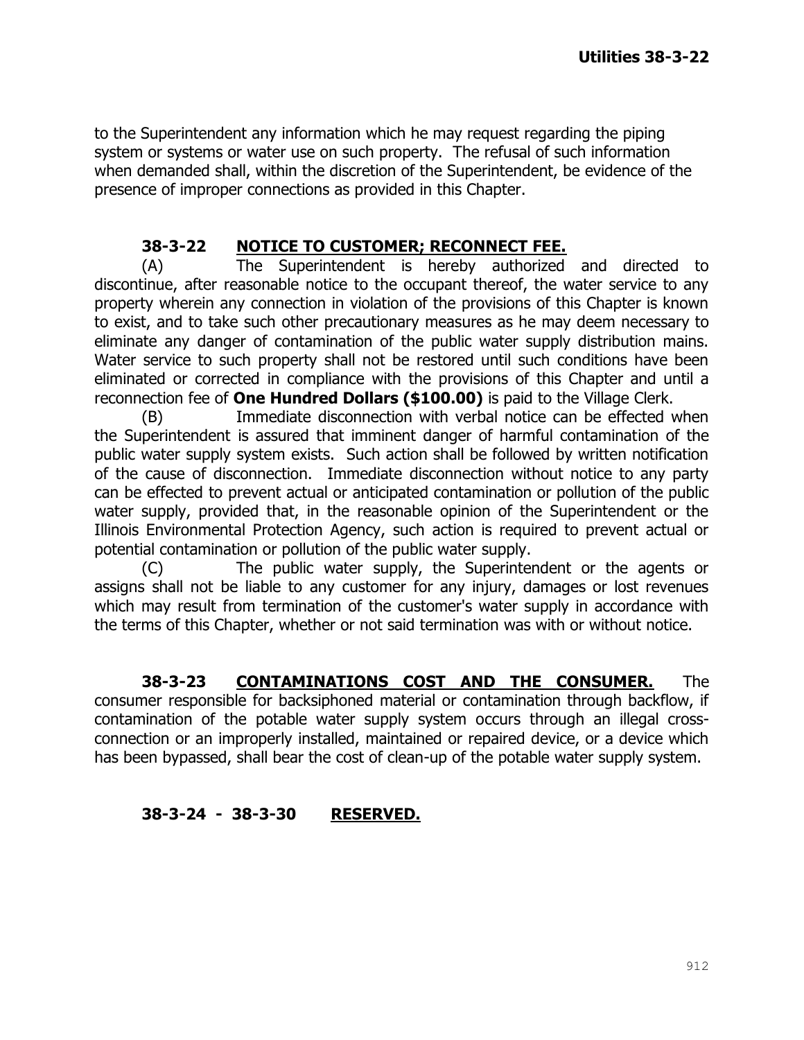to the Superintendent any information which he may request regarding the piping system or systems or water use on such property. The refusal of such information when demanded shall, within the discretion of the Superintendent, be evidence of the presence of improper connections as provided in this Chapter.

**38-3-22 NOTICE TO CUSTOMER; RECONNECT FEE.**

(A) The Superintendent is hereby authorized and directed to discontinue, after reasonable notice to the occupant thereof, the water service to any property wherein any connection in violation of the provisions of this Chapter is known to exist, and to take such other precautionary measures as he may deem necessary to eliminate any danger of contamination of the public water supply distribution mains. Water service to such property shall not be restored until such conditions have been eliminated or corrected in compliance with the provisions of this Chapter and until a reconnection fee of **One Hundred Dollars ($100.00)** is paid to the Village Clerk.

(B) Immediate disconnection with verbal notice can be effected when the Superintendent is assured that imminent danger of harmful contamination of the public water supply system exists. Such action shall be followed by written notification of the cause of disconnection. Immediate disconnection without notice to any party can be effected to prevent actual or anticipated contamination or pollution of the public water supply, provided that, in the reasonable opinion of the Superintendent or the Illinois Environmental Protection Agency, such action is required to prevent actual or potential contamination or pollution of the public water supply.

(C) The public water supply, the Superintendent or the agents or assigns shall not be liable to any customer for any injury, damages or lost revenues which may result from termination of the customer's water supply in accordance with the terms of this Chapter, whether or not said termination was with or without notice.

**38-3-23 CONTAMINATIONS COST AND THE CONSUMER.** The consumer responsible for backsiphoned material or contamination through backflow, if contamination of the potable water supply system occurs through an illegal cross-connection or an improperly installed, maintained or repaired device, or a device which has been bypassed, shall bear the cost of clean-up of the potable water supply system.

**38-3-24 - 38-3-30 RESERVED.**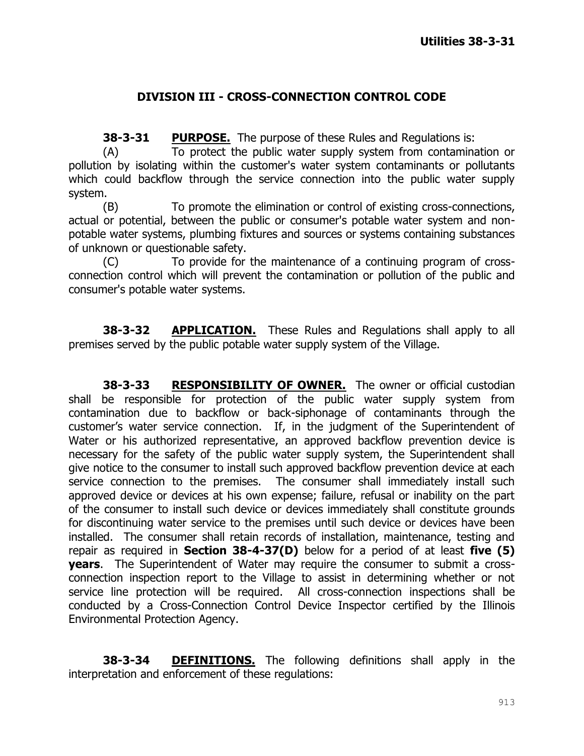## DIVISION III - CROSS-CONNECTION CONTROL CODE

**38-3-31 PURPOSE.** The purpose of these Rules and Regulations is:

(A) To protect the public water supply system from contamination or pollution by isolating within the customer's water system contaminants or pollutants which could backflow through the service connection into the public water supply system.

(B) To promote the elimination or control of existing cross-connections, actual or potential, between the public or consumer's potable water system and non-potable water systems, plumbing fixtures and sources or systems containing substances of unknown or questionable safety.

(C) To provide for the maintenance of a continuing program of cross-connection control which will prevent the contamination or pollution of the public and consumer's potable water systems.

**38-3-32 APPLICATION.** These Rules and Regulations shall apply to all premises served by the public potable water supply system of the Village.

**38-3-33 RESPONSIBILITY OF OWNER.** The owner or official custodian shall be responsible for protection of the public water supply system from contamination due to backflow or back-siphonage of contaminants through the customer's water service connection. If, in the judgment of the Superintendent of Water or his authorized representative, an approved backflow prevention device is necessary for the safety of the public water supply system, the Superintendent shall give notice to the consumer to install such approved backflow prevention device at each service connection to the premises. The consumer shall immediately install such approved device or devices at his own expense; failure, refusal or inability on the part of the consumer to install such device or devices immediately shall constitute grounds for discontinuing water service to the premises until such device or devices have been installed. The consumer shall retain records of installation, maintenance, testing and repair as required in **Section 38-4-37(D)** below for a period of at least **five (5) years**. The Superintendent of Water may require the consumer to submit a cross-connection inspection report to the Village to assist in determining whether or not service line protection will be required. All cross-connection inspections shall be conducted by a Cross-Connection Control Device Inspector certified by the Illinois Environmental Protection Agency.

**38-3-34 DEFINITIONS.** The following definitions shall apply in the interpretation and enforcement of these regulations: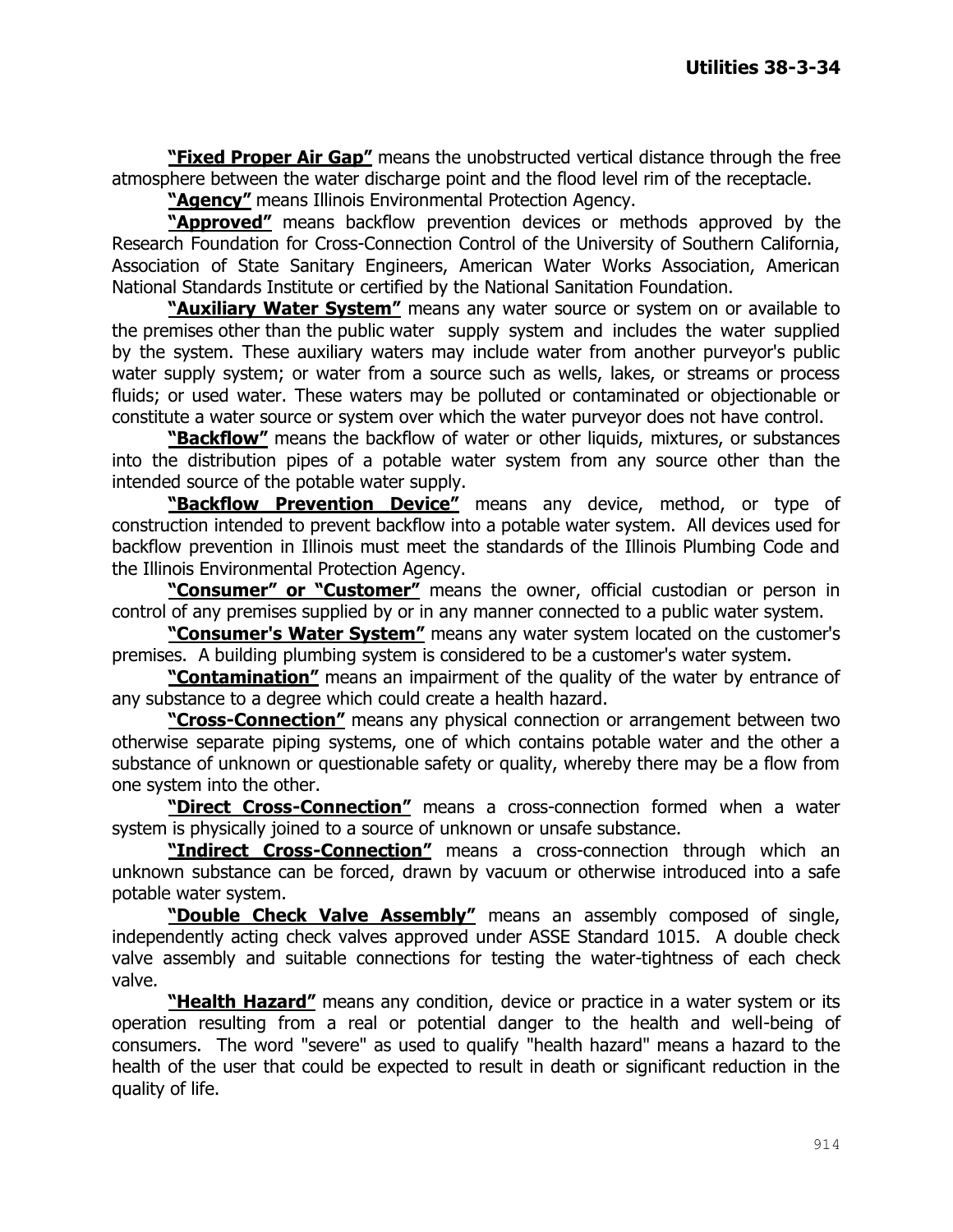**"Fixed Proper Air Gap"** means the unobstructed vertical distance through the free atmosphere between the water discharge point and the flood level rim of the receptacle.

**"Agency"** means Illinois Environmental Protection Agency.

**"Approved"** means backflow prevention devices or methods approved by the Research Foundation for Cross-Connection Control of the University of Southern California, Association of State Sanitary Engineers, American Water Works Association, American National Standards Institute or certified by the National Sanitation Foundation.

**"Auxiliary Water System"** means any water source or system on or available to the premises other than the public water supply system and includes the water supplied by the system. These auxiliary waters may include water from another purveyor's public water supply system; or water from a source such as wells, lakes, or streams or process fluids; or used water. These waters may be polluted or contaminated or objectionable or constitute a water source or system over which the water purveyor does not have control.

**"Backflow"** means the backflow of water or other liquids, mixtures, or substances into the distribution pipes of a potable water system from any source other than the intended source of the potable water supply.

**"Backflow Prevention Device"** means any device, method, or type of construction intended to prevent backflow into a potable water system. All devices used for backflow prevention in Illinois must meet the standards of the Illinois Plumbing Code and the Illinois Environmental Protection Agency.

**"Consumer" or "Customer"** means the owner, official custodian or person in control of any premises supplied by or in any manner connected to a public water system.

**"Consumer's Water System"** means any water system located on the customer's premises. A building plumbing system is considered to be a customer's water system.

**"Contamination"** means an impairment of the quality of the water by entrance of any substance to a degree which could create a health hazard.

**"Cross-Connection"** means any physical connection or arrangement between two otherwise separate piping systems, one of which contains potable water and the other a substance of unknown or questionable safety or quality, whereby there may be a flow from one system into the other.

**"Direct Cross-Connection"** means a cross-connection formed when a water system is physically joined to a source of unknown or unsafe substance.

**"Indirect Cross-Connection"** means a cross-connection through which an unknown substance can be forced, drawn by vacuum or otherwise introduced into a safe potable water system.

**"Double Check Valve Assembly"** means an assembly composed of single, independently acting check valves approved under ASSE Standard 1015. A double check valve assembly and suitable connections for testing the water-tightness of each check valve.

**"Health Hazard"** means any condition, device or practice in a water system or its operation resulting from a real or potential danger to the health and well-being of consumers. The word "severe" as used to qualify "health hazard" means a hazard to the health of the user that could be expected to result in death or significant reduction in the quality of life.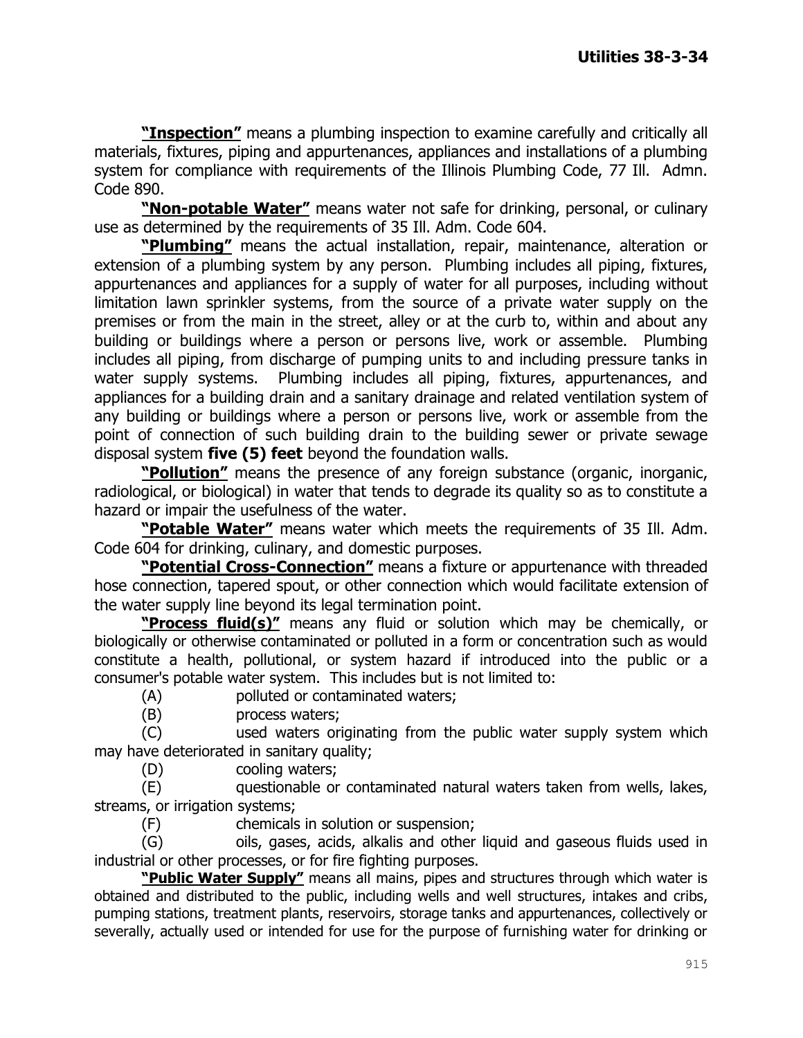**"Inspection"** means a plumbing inspection to examine carefully and critically all materials, fixtures, piping and appurtenances, appliances and installations of a plumbing system for compliance with requirements of the Illinois Plumbing Code, 77 Ill. Admn. Code 890.

**"Non-potable Water"** means water not safe for drinking, personal, or culinary use as determined by the requirements of 35 Ill. Adm. Code 604.

**"Plumbing"** means the actual installation, repair, maintenance, alteration or extension of a plumbing system by any person. Plumbing includes all piping, fixtures, appurtenances and appliances for a supply of water for all purposes, including without limitation lawn sprinkler systems, from the source of a private water supply on the premises or from the main in the street, alley or at the curb to, within and about any building or buildings where a person or persons live, work or assemble. Plumbing includes all piping, from discharge of pumping units to and including pressure tanks in water supply systems. Plumbing includes all piping, fixtures, appurtenances, and appliances for a building drain and a sanitary drainage and related ventilation system of any building or buildings where a person or persons live, work or assemble from the point of connection of such building drain to the building sewer or private sewage disposal system **five (5) feet** beyond the foundation walls.

**"Pollution"** means the presence of any foreign substance (organic, inorganic, radiological, or biological) in water that tends to degrade its quality so as to constitute a hazard or impair the usefulness of the water.

**"Potable Water"** means water which meets the requirements of 35 Ill. Adm. Code 604 for drinking, culinary, and domestic purposes.

**"Potential Cross-Connection"** means a fixture or appurtenance with threaded hose connection, tapered spout, or other connection which would facilitate extension of the water supply line beyond its legal termination point.

**"Process fluid(s)"** means any fluid or solution which may be chemically, or biologically or otherwise contaminated or polluted in a form or concentration such as would constitute a health, pollutional, or system hazard if introduced into the public or a consumer's potable water system. This includes but is not limited to:

(A) polluted or contaminated waters;

(B) process waters;

(C) used waters originating from the public water supply system which may have deteriorated in sanitary quality;

(D) cooling waters;

(E) questionable or contaminated natural waters taken from wells, lakes, streams, or irrigation systems;

(F) chemicals in solution or suspension;

(G) oils, gases, acids, alkalis and other liquid and gaseous fluids used in industrial or other processes, or for fire fighting purposes.

**"Public Water Supply"** means all mains, pipes and structures through which water is obtained and distributed to the public, including wells and well structures, intakes and cribs, pumping stations, treatment plants, reservoirs, storage tanks and appurtenances, collectively or severally, actually used or intended for use for the purpose of furnishing water for drinking or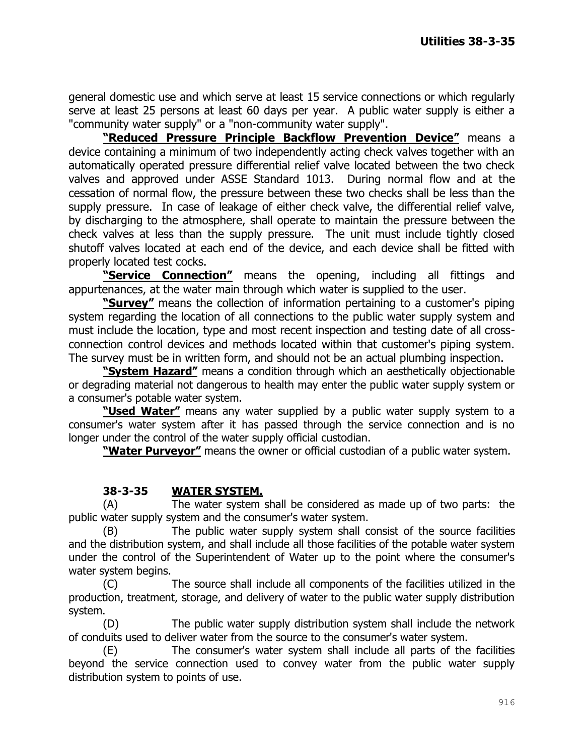general domestic use and which serve at least 15 service connections or which regularly serve at least 25 persons at least 60 days per year. A public water supply is either a "community water supply" or a "non-community water supply".

**"Reduced Pressure Principle Backflow Prevention Device"** means a device containing a minimum of two independently acting check valves together with an automatically operated pressure differential relief valve located between the two check valves and approved under ASSE Standard 1013. During normal flow and at the cessation of normal flow, the pressure between these two checks shall be less than the supply pressure. In case of leakage of either check valve, the differential relief valve, by discharging to the atmosphere, shall operate to maintain the pressure between the check valves at less than the supply pressure. The unit must include tightly closed shutoff valves located at each end of the device, and each device shall be fitted with properly located test cocks.

**"Service Connection"** means the opening, including all fittings and appurtenances, at the water main through which water is supplied to the user.

**"Survey"** means the collection of information pertaining to a customer's piping system regarding the location of all connections to the public water supply system and must include the location, type and most recent inspection and testing date of all cross-connection control devices and methods located within that customer's piping system. The survey must be in written form, and should not be an actual plumbing inspection.

**"System Hazard"** means a condition through which an aesthetically objectionable or degrading material not dangerous to health may enter the public water supply system or a consumer's potable water system.

**"Used Water"** means any water supplied by a public water supply system to a consumer's water system after it has passed through the service connection and is no longer under the control of the water supply official custodian.

**"Water Purveyor"** means the owner or official custodian of a public water system.

### 38-3-35 WATER SYSTEM.

(A) The water system shall be considered as made up of two parts: the public water supply system and the consumer's water system.

(B) The public water supply system shall consist of the source facilities and the distribution system, and shall include all those facilities of the potable water system under the control of the Superintendent of Water up to the point where the consumer's water system begins.

(C) The source shall include all components of the facilities utilized in the production, treatment, storage, and delivery of water to the public water supply distribution system.

(D) The public water supply distribution system shall include the network of conduits used to deliver water from the source to the consumer's water system.

(E) The consumer's water system shall include all parts of the facilities beyond the service connection used to convey water from the public water supply distribution system to points of use.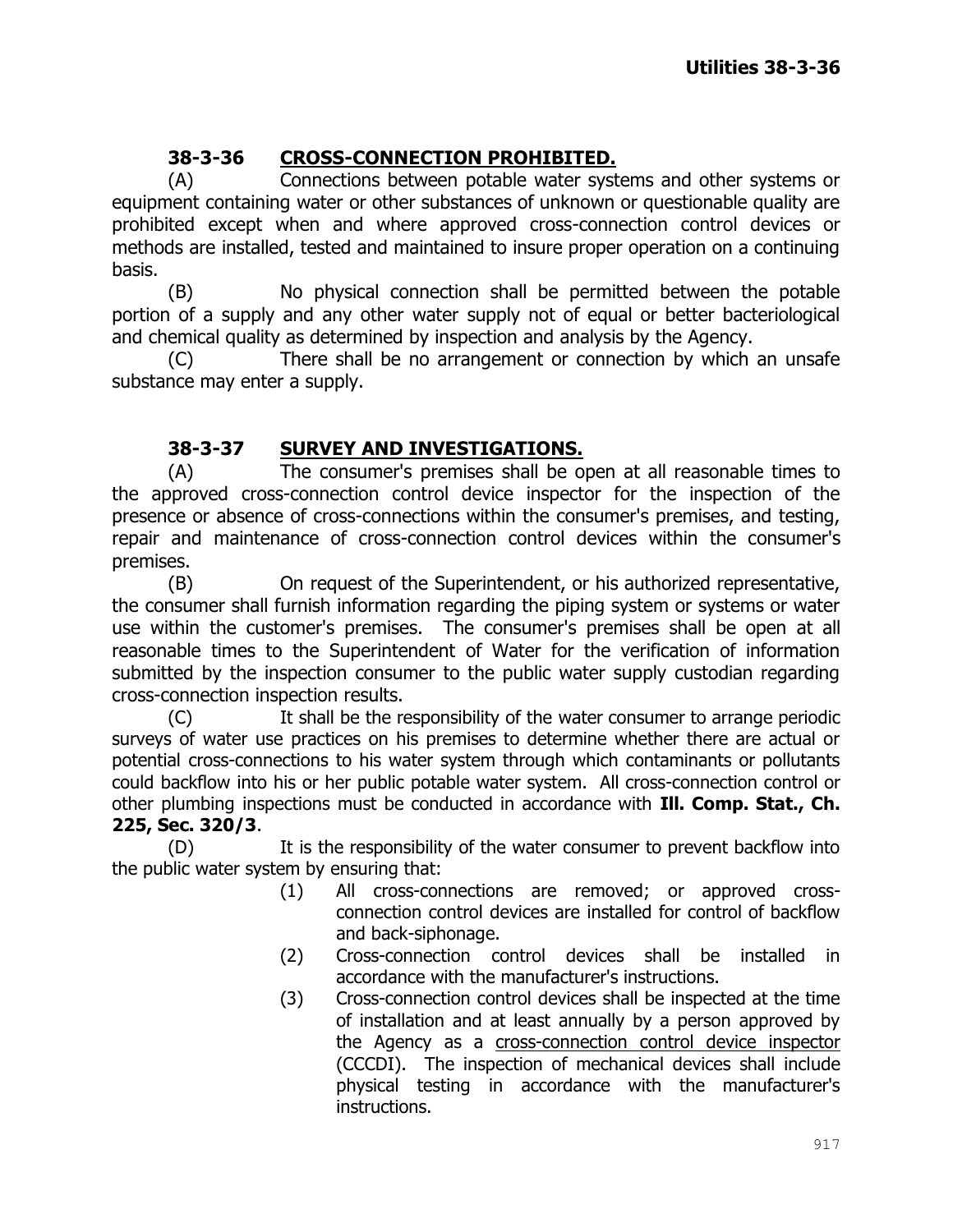## 38-3-36 CROSS-CONNECTION PROHIBITED.

(A) Connections between potable water systems and other systems or equipment containing water or other substances of unknown or questionable quality are prohibited except when and where approved cross-connection control devices or methods are installed, tested and maintained to insure proper operation on a continuing basis.

(B) No physical connection shall be permitted between the potable portion of a supply and any other water supply not of equal or better bacteriological and chemical quality as determined by inspection and analysis by the Agency.

(C) There shall be no arrangement or connection by which an unsafe substance may enter a supply.

## 38-3-37 SURVEY AND INVESTIGATIONS.

(A) The consumer's premises shall be open at all reasonable times to the approved cross-connection control device inspector for the inspection of the presence or absence of cross-connections within the consumer's premises, and testing, repair and maintenance of cross-connection control devices within the consumer's premises.

(B) On request of the Superintendent, or his authorized representative, the consumer shall furnish information regarding the piping system or systems or water use within the customer's premises. The consumer's premises shall be open at all reasonable times to the Superintendent of Water for the verification of information submitted by the inspection consumer to the public water supply custodian regarding cross-connection inspection results.

(C) It shall be the responsibility of the water consumer to arrange periodic surveys of water use practices on his premises to determine whether there are actual or potential cross-connections to his water system through which contaminants or pollutants could backflow into his or her public potable water system. All cross-connection control or other plumbing inspections must be conducted in accordance with **Ill. Comp. Stat., Ch. 225, Sec. 320/3**.

(D) It is the responsibility of the water consumer to prevent backflow into the public water system by ensuring that:

(1) All cross-connections are removed; or approved cross-connection control devices are installed for control of backflow and back-siphonage.

(2) Cross-connection control devices shall be installed in accordance with the manufacturer's instructions.

(3) Cross-connection control devices shall be inspected at the time of installation and at least annually by a person approved by the Agency as a cross-connection control device inspector (CCCDI). The inspection of mechanical devices shall include physical testing in accordance with the manufacturer's instructions.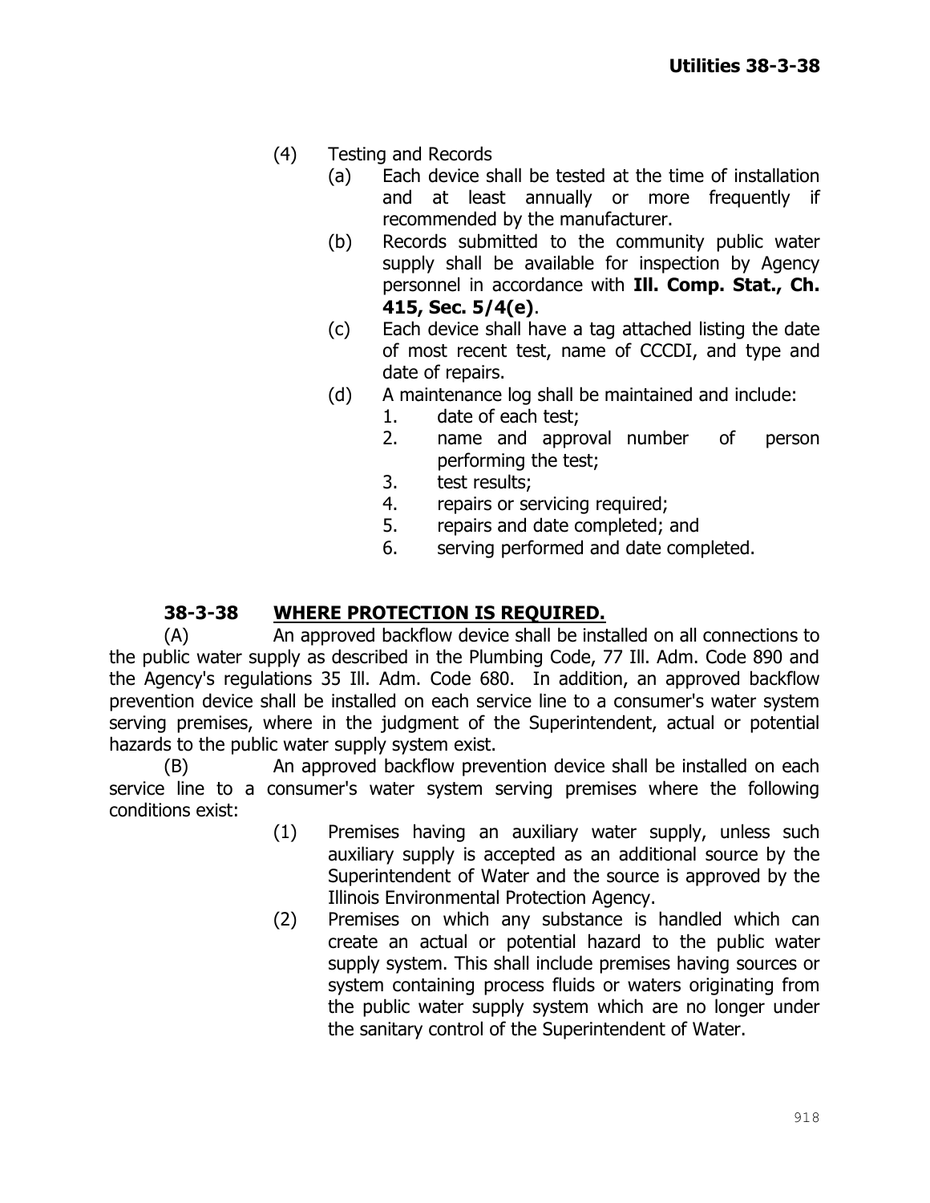(4) Testing and Records

(a) Each device shall be tested at the time of installation and at least annually or more frequently if recommended by the manufacturer.

(b) Records submitted to the community public water supply shall be available for inspection by Agency personnel in accordance with **Ill. Comp. Stat., Ch. 415, Sec. 5/4(e)**.

(c) Each device shall have a tag attached listing the date of most recent test, name of CCCDI, and type and date of repairs.

(d) A maintenance log shall be maintained and include:

1. date of each test;
2. name and approval number of person performing the test;
3. test results;
4. repairs or servicing required;
5. repairs and date completed; and
6. serving performed and date completed.

## 38-3-38 WHERE PROTECTION IS REQUIRED.

(A) An approved backflow device shall be installed on all connections to the public water supply as described in the Plumbing Code, 77 Ill. Adm. Code 890 and the Agency's regulations 35 Ill. Adm. Code 680. In addition, an approved backflow prevention device shall be installed on each service line to a consumer's water system serving premises, where in the judgment of the Superintendent, actual or potential hazards to the public water supply system exist.

(B) An approved backflow prevention device shall be installed on each service line to a consumer's water system serving premises where the following conditions exist:

(1) Premises having an auxiliary water supply, unless such auxiliary supply is accepted as an additional source by the Superintendent of Water and the source is approved by the Illinois Environmental Protection Agency.

(2) Premises on which any substance is handled which can create an actual or potential hazard to the public water supply system. This shall include premises having sources or system containing process fluids or waters originating from the public water supply system which are no longer under the sanitary control of the Superintendent of Water.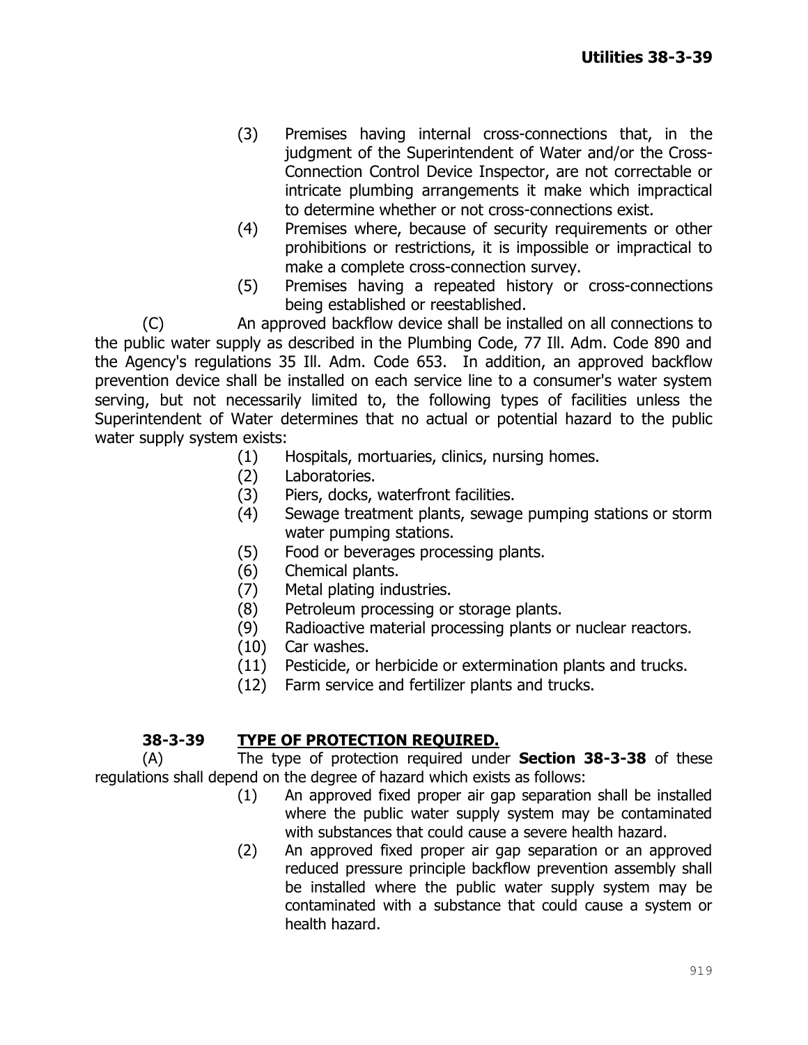(3) Premises having internal cross-connections that, in the judgment of the Superintendent of Water and/or the Cross-Connection Control Device Inspector, are not correctable or intricate plumbing arrangements it make which impractical to determine whether or not cross-connections exist.

(4) Premises where, because of security requirements or other prohibitions or restrictions, it is impossible or impractical to make a complete cross-connection survey.

(5) Premises having a repeated history or cross-connections being established or reestablished.

(C) An approved backflow device shall be installed on all connections to the public water supply as described in the Plumbing Code, 77 Ill. Adm. Code 890 and the Agency's regulations 35 Ill. Adm. Code 653. In addition, an approved backflow prevention device shall be installed on each service line to a consumer's water system serving, but not necessarily limited to, the following types of facilities unless the Superintendent of Water determines that no actual or potential hazard to the public water supply system exists:

(1) Hospitals, mortuaries, clinics, nursing homes.

(2) Laboratories.

(3) Piers, docks, waterfront facilities.

(4) Sewage treatment plants, sewage pumping stations or storm water pumping stations.

(5) Food or beverages processing plants.

(6) Chemical plants.

(7) Metal plating industries.

(8) Petroleum processing or storage plants.

(9) Radioactive material processing plants or nuclear reactors.

(10) Car washes.

(11) Pesticide, or herbicide or extermination plants and trucks.

(12) Farm service and fertilizer plants and trucks.

## 38-3-39 TYPE OF PROTECTION REQUIRED.

(A) The type of protection required under **Section 38-3-38** of these regulations shall depend on the degree of hazard which exists as follows:

(1) An approved fixed proper air gap separation shall be installed where the public water supply system may be contaminated with substances that could cause a severe health hazard.

(2) An approved fixed proper air gap separation or an approved reduced pressure principle backflow prevention assembly shall be installed where the public water supply system may be contaminated with a substance that could cause a system or health hazard.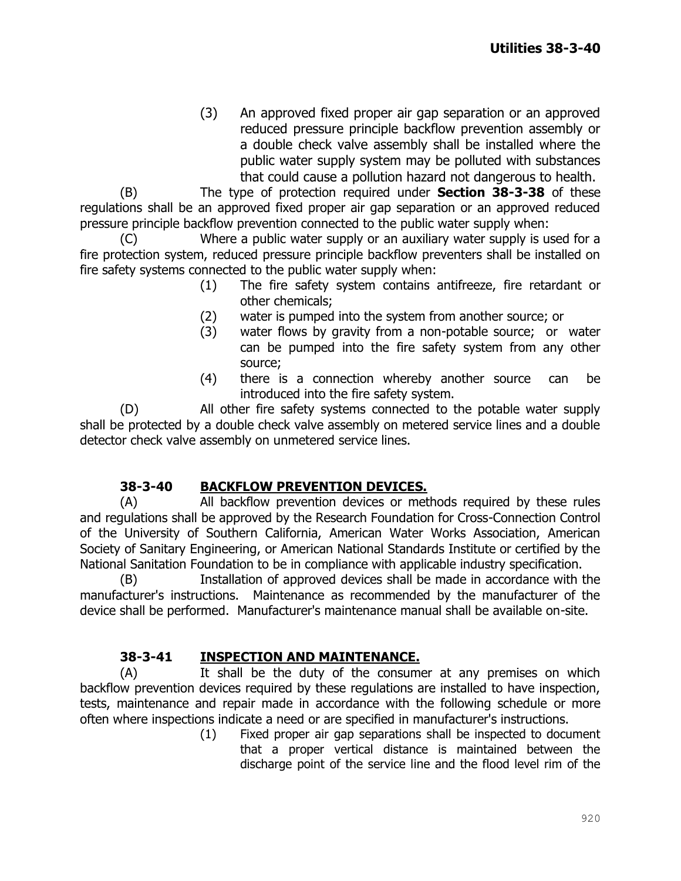(3) An approved fixed proper air gap separation or an approved reduced pressure principle backflow prevention assembly or a double check valve assembly shall be installed where the public water supply system may be polluted with substances that could cause a pollution hazard not dangerous to health.

(B) The type of protection required under **Section 38-3-38** of these regulations shall be an approved fixed proper air gap separation or an approved reduced pressure principle backflow prevention connected to the public water supply when:

(C) Where a public water supply or an auxiliary water supply is used for a fire protection system, reduced pressure principle backflow preventers shall be installed on fire safety systems connected to the public water supply when:

(1) The fire safety system contains antifreeze, fire retardant or other chemicals;

(2) water is pumped into the system from another source; or

(3) water flows by gravity from a non-potable source; or water can be pumped into the fire safety system from any other source;

(4) there is a connection whereby another source can be introduced into the fire safety system.

(D) All other fire safety systems connected to the potable water supply shall be protected by a double check valve assembly on metered service lines and a double detector check valve assembly on unmetered service lines.

## 38-3-40 BACKFLOW PREVENTION DEVICES.

(A) All backflow prevention devices or methods required by these rules and regulations shall be approved by the Research Foundation for Cross-Connection Control of the University of Southern California, American Water Works Association, American Society of Sanitary Engineering, or American National Standards Institute or certified by the National Sanitation Foundation to be in compliance with applicable industry specification.

(B) Installation of approved devices shall be made in accordance with the manufacturer's instructions. Maintenance as recommended by the manufacturer of the device shall be performed. Manufacturer's maintenance manual shall be available on-site.

## 38-3-41 INSPECTION AND MAINTENANCE.

(A) It shall be the duty of the consumer at any premises on which backflow prevention devices required by these regulations are installed to have inspection, tests, maintenance and repair made in accordance with the following schedule or more often where inspections indicate a need or are specified in manufacturer's instructions.

(1) Fixed proper air gap separations shall be inspected to document that a proper vertical distance is maintained between the discharge point of the service line and the flood level rim of the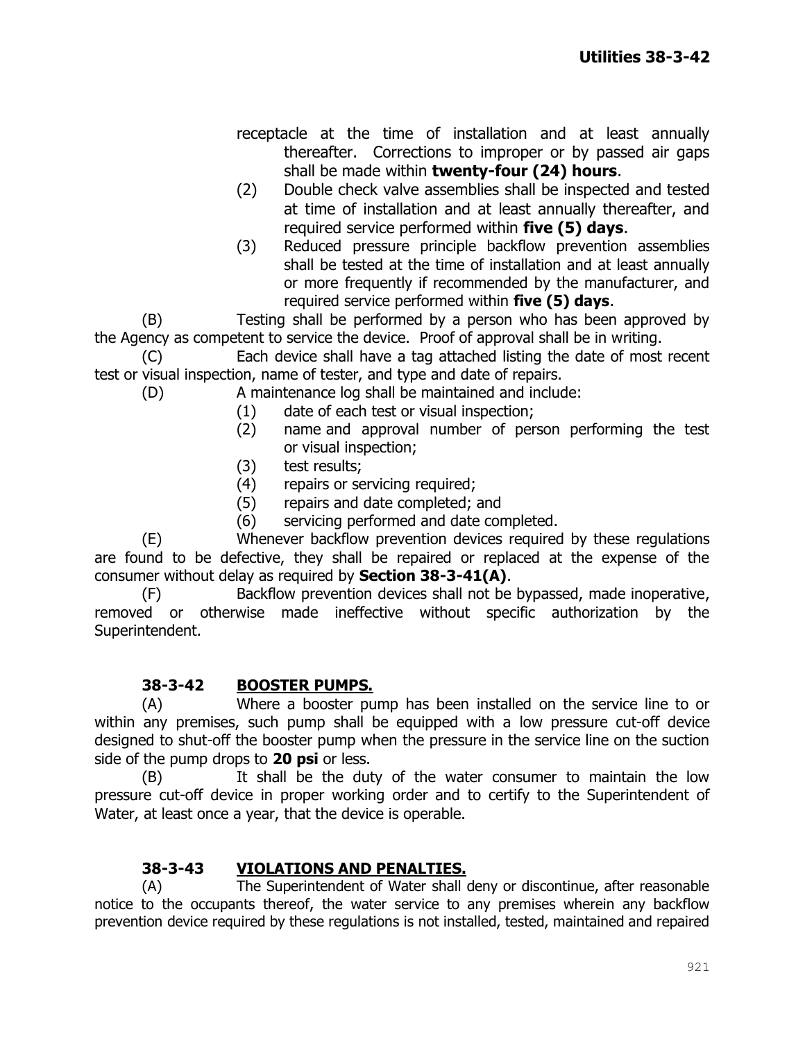receptacle at the time of installation and at least annually thereafter. Corrections to improper or by passed air gaps shall be made within **twenty-four (24) hours**.

(2) Double check valve assemblies shall be inspected and tested at time of installation and at least annually thereafter, and required service performed within **five (5) days**.

(3) Reduced pressure principle backflow prevention assemblies shall be tested at the time of installation and at least annually or more frequently if recommended by the manufacturer, and required service performed within **five (5) days**.

(B) Testing shall be performed by a person who has been approved by the Agency as competent to service the device. Proof of approval shall be in writing.

(C) Each device shall have a tag attached listing the date of most recent test or visual inspection, name of tester, and type and date of repairs.

(D) A maintenance log shall be maintained and include:

(1) date of each test or visual inspection;
(2) name and approval number of person performing the test or visual inspection;
(3) test results;
(4) repairs or servicing required;
(5) repairs and date completed; and
(6) servicing performed and date completed.

(E) Whenever backflow prevention devices required by these regulations are found to be defective, they shall be repaired or replaced at the expense of the consumer without delay as required by **Section 38-3-41(A)**.

(F) Backflow prevention devices shall not be bypassed, made inoperative, removed or otherwise made ineffective without specific authorization by the Superintendent.

## 38-3-42 BOOSTER PUMPS.

(A) Where a booster pump has been installed on the service line to or within any premises, such pump shall be equipped with a low pressure cut-off device designed to shut-off the booster pump when the pressure in the service line on the suction side of the pump drops to **20 psi** or less.

(B) It shall be the duty of the water consumer to maintain the low pressure cut-off device in proper working order and to certify to the Superintendent of Water, at least once a year, that the device is operable.

## 38-3-43 VIOLATIONS AND PENALTIES.

(A) The Superintendent of Water shall deny or discontinue, after reasonable notice to the occupants thereof, the water service to any premises wherein any backflow prevention device required by these regulations is not installed, tested, maintained and repaired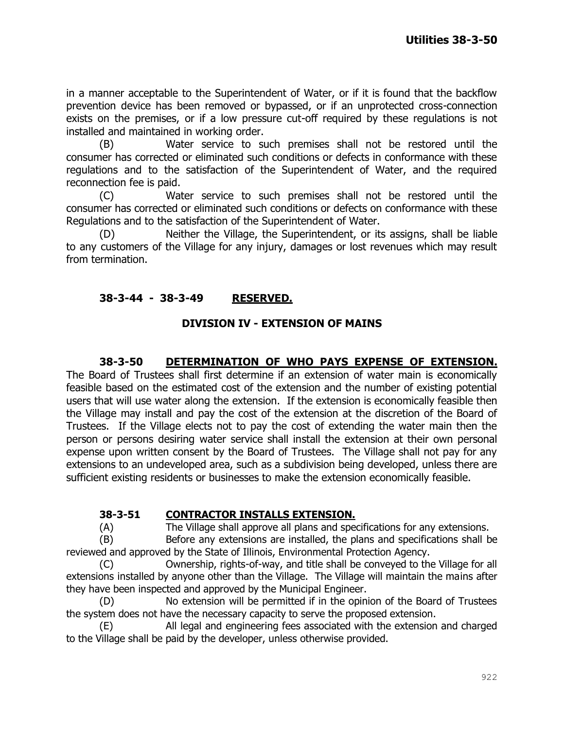in a manner acceptable to the Superintendent of Water, or if it is found that the backflow prevention device has been removed or bypassed, or if an unprotected cross-connection exists on the premises, or if a low pressure cut-off required by these regulations is not installed and maintained in working order.

(B) Water service to such premises shall not be restored until the consumer has corrected or eliminated such conditions or defects in conformance with these regulations and to the satisfaction of the Superintendent of Water, and the required reconnection fee is paid.

(C) Water service to such premises shall not be restored until the consumer has corrected or eliminated such conditions or defects on conformance with these Regulations and to the satisfaction of the Superintendent of Water.

(D) Neither the Village, the Superintendent, or its assigns, shall be liable to any customers of the Village for any injury, damages or lost revenues which may result from termination.

### 38-3-44 - 38-3-49 RESERVED.

## DIVISION IV - EXTENSION OF MAINS

### 38-3-50 DETERMINATION OF WHO PAYS EXPENSE OF EXTENSION.

The Board of Trustees shall first determine if an extension of water main is economically feasible based on the estimated cost of the extension and the number of existing potential users that will use water along the extension. If the extension is economically feasible then the Village may install and pay the cost of the extension at the discretion of the Board of Trustees. If the Village elects not to pay the cost of extending the water main then the person or persons desiring water service shall install the extension at their own personal expense upon written consent by the Board of Trustees. The Village shall not pay for any extensions to an undeveloped area, such as a subdivision being developed, unless there are sufficient existing residents or businesses to make the extension economically feasible.

### 38-3-51 CONTRACTOR INSTALLS EXTENSION.

(A) The Village shall approve all plans and specifications for any extensions.

(B) Before any extensions are installed, the plans and specifications shall be reviewed and approved by the State of Illinois, Environmental Protection Agency.

(C) Ownership, rights-of-way, and title shall be conveyed to the Village for all extensions installed by anyone other than the Village. The Village will maintain the mains after they have been inspected and approved by the Municipal Engineer.

(D) No extension will be permitted if in the opinion of the Board of Trustees the system does not have the necessary capacity to serve the proposed extension.

(E) All legal and engineering fees associated with the extension and charged to the Village shall be paid by the developer, unless otherwise provided.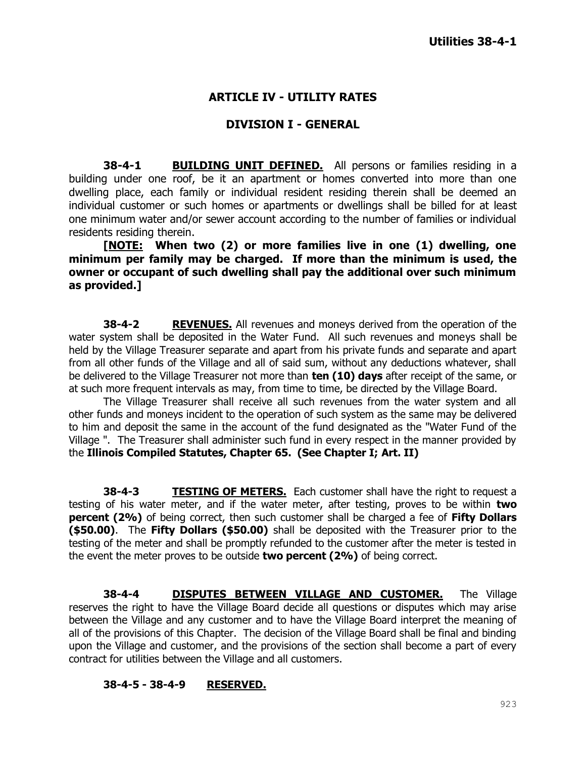## ARTICLE IV - UTILITY RATES

### DIVISION I - GENERAL

**38-4-1** **BUILDING UNIT DEFINED.** All persons or families residing in a building under one roof, be it an apartment or homes converted into more than one dwelling place, each family or individual resident residing therein shall be deemed an individual customer or such homes or apartments or dwellings shall be billed for at least one minimum water and/or sewer account according to the number of families or individual residents residing therein.

**[NOTE: When two (2) or more families live in one (1) dwelling, one minimum per family may be charged. If more than the minimum is used, the owner or occupant of such dwelling shall pay the additional over such minimum as provided.]**

**38-4-2** **REVENUES.** All revenues and moneys derived from the operation of the water system shall be deposited in the Water Fund. All such revenues and moneys shall be held by the Village Treasurer separate and apart from his private funds and separate and apart from all other funds of the Village and all of said sum, without any deductions whatever, shall be delivered to the Village Treasurer not more than **ten (10) days** after receipt of the same, or at such more frequent intervals as may, from time to time, be directed by the Village Board.

The Village Treasurer shall receive all such revenues from the water system and all other funds and moneys incident to the operation of such system as the same may be delivered to him and deposit the same in the account of the fund designated as the "Water Fund of the Village ". The Treasurer shall administer such fund in every respect in the manner provided by the **Illinois Compiled Statutes, Chapter 65. (See Chapter I; Art. II)**

**38-4-3** **TESTING OF METERS.** Each customer shall have the right to request a testing of his water meter, and if the water meter, after testing, proves to be within **two percent (2%)** of being correct, then such customer shall be charged a fee of **Fifty Dollars ($50.00)**. The **Fifty Dollars ($50.00)** shall be deposited with the Treasurer prior to the testing of the meter and shall be promptly refunded to the customer after the meter is tested in the event the meter proves to be outside **two percent (2%)** of being correct.

**38-4-4** **DISPUTES BETWEEN VILLAGE AND CUSTOMER.** The Village reserves the right to have the Village Board decide all questions or disputes which may arise between the Village and any customer and to have the Village Board interpret the meaning of all of the provisions of this Chapter. The decision of the Village Board shall be final and binding upon the Village and customer, and the provisions of the section shall become a part of every contract for utilities between the Village and all customers.

**38-4-5 - 38-4-9** **RESERVED.**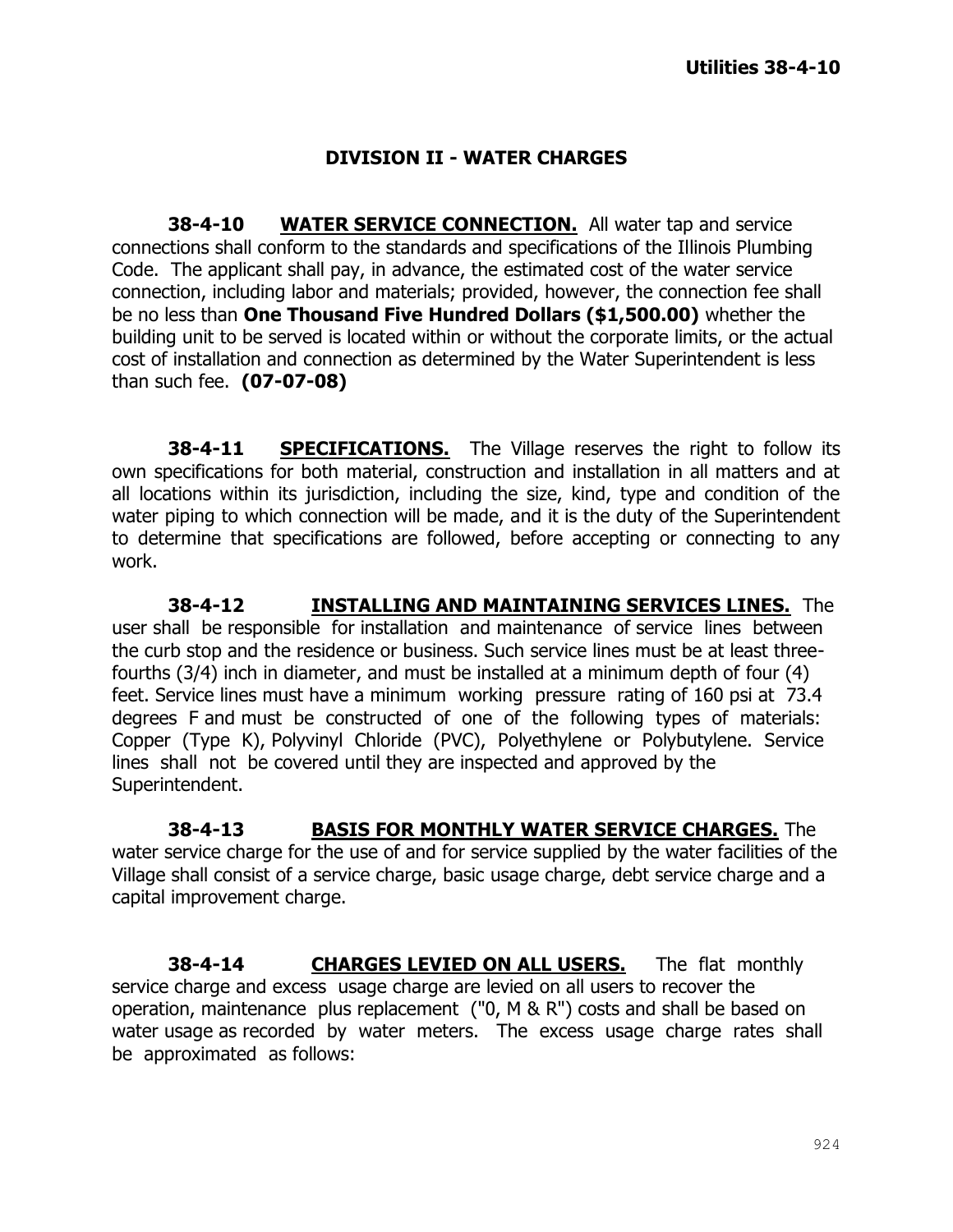## DIVISION II - WATER CHARGES

**38-4-10 WATER SERVICE CONNECTION.** All water tap and service connections shall conform to the standards and specifications of the Illinois Plumbing Code. The applicant shall pay, in advance, the estimated cost of the water service connection, including labor and materials; provided, however, the connection fee shall be no less than **One Thousand Five Hundred Dollars ($1,500.00)** whether the building unit to be served is located within or without the corporate limits, or the actual cost of installation and connection as determined by the Water Superintendent is less than such fee. **(07-07-08)**

**38-4-11 SPECIFICATIONS.** The Village reserves the right to follow its own specifications for both material, construction and installation in all matters and at all locations within its jurisdiction, including the size, kind, type and condition of the water piping to which connection will be made, and it is the duty of the Superintendent to determine that specifications are followed, before accepting or connecting to any work.

**38-4-12 INSTALLING AND MAINTAINING SERVICES LINES.** The user shall be responsible for installation and maintenance of service lines between the curb stop and the residence or business. Such service lines must be at least three-fourths (3/4) inch in diameter, and must be installed at a minimum depth of four (4) feet. Service lines must have a minimum working pressure rating of 160 psi at 73.4 degrees F and must be constructed of one of the following types of materials: Copper (Type K), Polyvinyl Chloride (PVC), Polyethylene or Polybutylene. Service lines shall not be covered until they are inspected and approved by the Superintendent.

**38-4-13 BASIS FOR MONTHLY WATER SERVICE CHARGES.** The water service charge for the use of and for service supplied by the water facilities of the Village shall consist of a service charge, basic usage charge, debt service charge and a capital improvement charge.

**38-4-14 CHARGES LEVIED ON ALL USERS.** The flat monthly service charge and excess usage charge are levied on all users to recover the operation, maintenance plus replacement ("0, M & R") costs and shall be based on water usage as recorded by water meters. The excess usage charge rates shall be approximated as follows: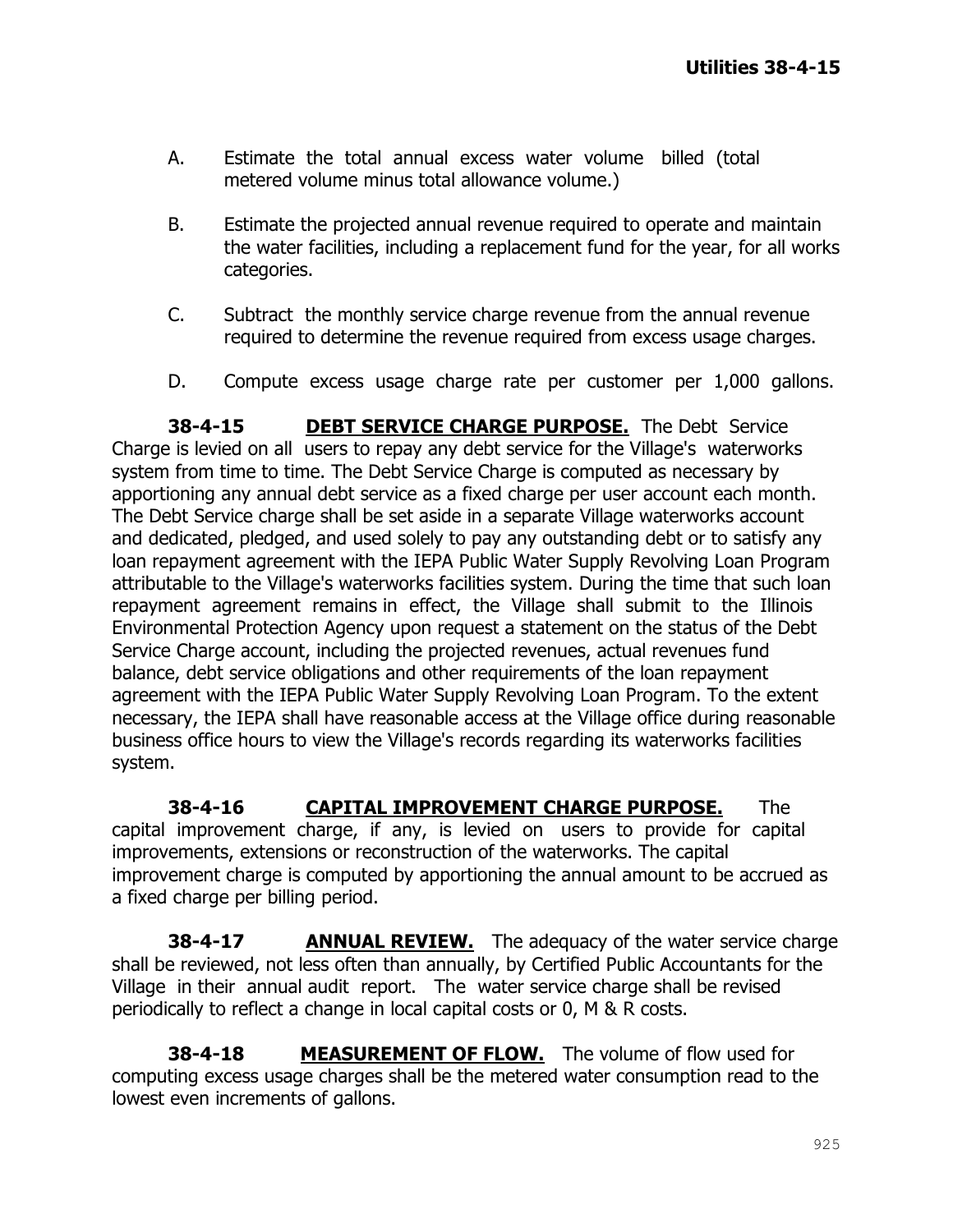A. Estimate the total annual excess water volume billed (total metered volume minus total allowance volume.)

B. Estimate the projected annual revenue required to operate and maintain the water facilities, including a replacement fund for the year, for all works categories.

C. Subtract the monthly service charge revenue from the annual revenue required to determine the revenue required from excess usage charges.

D. Compute excess usage charge rate per customer per 1,000 gallons.

**38-4-15 <u>DEBT SERVICE CHARGE PURPOSE.</u>** The Debt Service Charge is levied on all users to repay any debt service for the Village's waterworks system from time to time. The Debt Service Charge is computed as necessary by apportioning any annual debt service as a fixed charge per user account each month. The Debt Service charge shall be set aside in a separate Village waterworks account and dedicated, pledged, and used solely to pay any outstanding debt or to satisfy any loan repayment agreement with the IEPA Public Water Supply Revolving Loan Program attributable to the Village's waterworks facilities system. During the time that such loan repayment agreement remains in effect, the Village shall submit to the Illinois Environmental Protection Agency upon request a statement on the status of the Debt Service Charge account, including the projected revenues, actual revenues fund balance, debt service obligations and other requirements of the loan repayment agreement with the IEPA Public Water Supply Revolving Loan Program. To the extent necessary, the IEPA shall have reasonable access at the Village office during reasonable business office hours to view the Village's records regarding its waterworks facilities system.

**38-4-16 <u>CAPITAL IMPROVEMENT CHARGE PURPOSE.</u>** The capital improvement charge, if any, is levied on users to provide for capital improvements, extensions or reconstruction of the waterworks. The capital improvement charge is computed by apportioning the annual amount to be accrued as a fixed charge per billing period.

**38-4-17 <u>ANNUAL REVIEW.</u>** The adequacy of the water service charge shall be reviewed, not less often than annually, by Certified Public Accountants for the Village in their annual audit report. The water service charge shall be revised periodically to reflect a change in local capital costs or 0, M & R costs.

**38-4-18 <u>MEASUREMENT OF FLOW.</u>** The volume of flow used for computing excess usage charges shall be the metered water consumption read to the lowest even increments of gallons.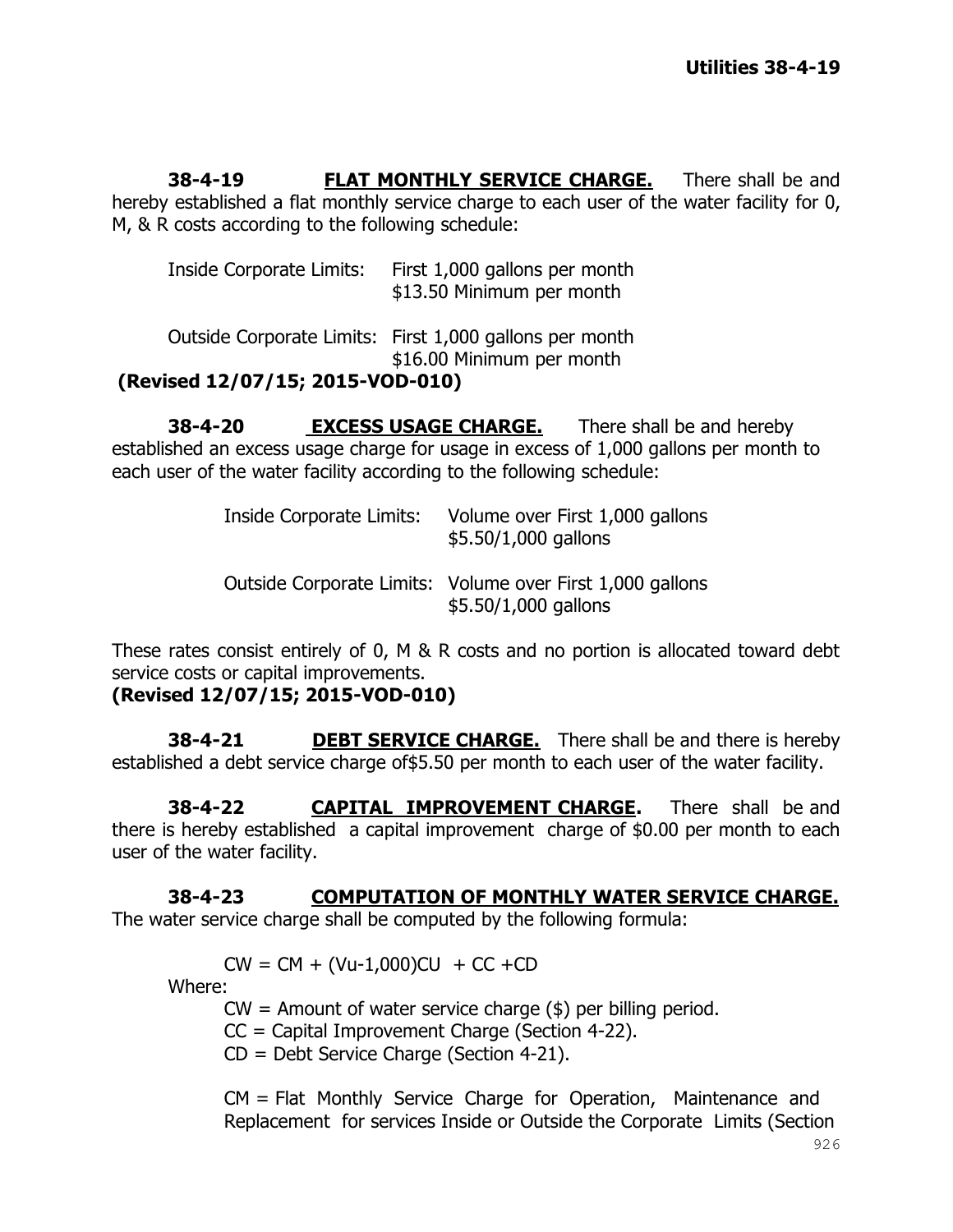**38-4-19 <u>FLAT MONTHLY SERVICE CHARGE.</u>** There shall be and hereby established a flat monthly service charge to each user of the water facility for 0, M, & R costs according to the following schedule:

| | |
|---|---|
| Inside Corporate Limits: | First 1,000 gallons per month<br>$13.50 Minimum per month |
| Outside Corporate Limits: | First 1,000 gallons per month<br>$16.00 Minimum per month |

**(Revised 12/07/15; 2015-VOD-010)**

**38-4-20 <u>EXCESS USAGE CHARGE.</u>** There shall be and hereby established an excess usage charge for usage in excess of 1,000 gallons per month to each user of the water facility according to the following schedule:

| | |
|---|---|
| Inside Corporate Limits: | Volume over First 1,000 gallons<br>$5.50/1,000 gallons |
| Outside Corporate Limits: | Volume over First 1,000 gallons<br>$5.50/1,000 gallons |

These rates consist entirely of 0, M & R costs and no portion is allocated toward debt service costs or capital improvements.

**(Revised 12/07/15; 2015-VOD-010)**

**38-4-21 <u>DEBT SERVICE CHARGE.</u>** There shall be and there is hereby established a debt service charge of$5.50 per month to each user of the water facility.

**38-4-22 <u>CAPITAL IMPROVEMENT CHARGE</u>.** There shall be and there is hereby established a capital improvement charge of $0.00 per month to each user of the water facility.

**38-4-23 <u>COMPUTATION OF MONTHLY WATER SERVICE CHARGE.</u>** The water service charge shall be computed by the following formula:

$$CW = CM + (Vu-1{,}000)CU + CC + CD$$

Where:

CW = Amount of water service charge ($) per billing period.

CC = Capital Improvement Charge (Section 4-22).

CD = Debt Service Charge (Section 4-21).

CM = Flat Monthly Service Charge for Operation, Maintenance and Replacement for services Inside or Outside the Corporate Limits (Section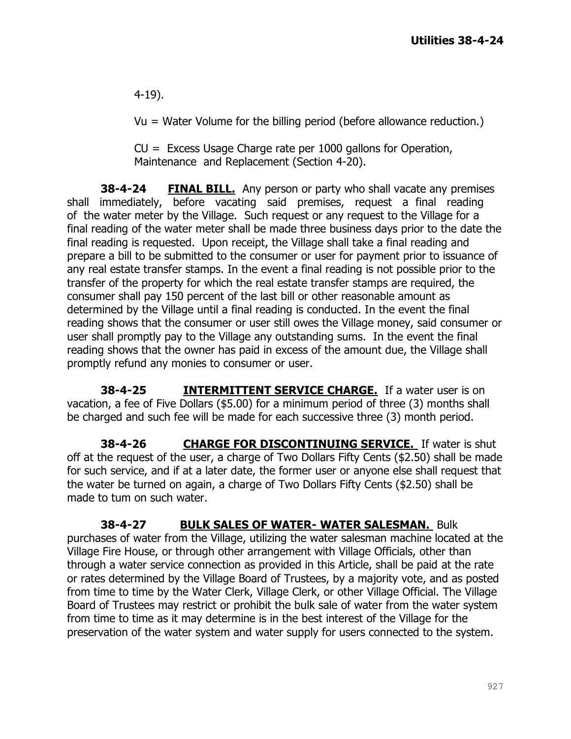4-19).

$V_u$ = Water Volume for the billing period (before allowance reduction.)

$C_U$ = Excess Usage Charge rate per 1000 gallons for Operation, Maintenance and Replacement (Section 4-20).

**38-4-24 <u>FINAL BILL.</u>** Any person or party who shall vacate any premises shall immediately, before vacating said premises, request a final reading of the water meter by the Village. Such request or any request to the Village for a final reading of the water meter shall be made three business days prior to the date the final reading is requested. Upon receipt, the Village shall take a final reading and prepare a bill to be submitted to the consumer or user for payment prior to issuance of any real estate transfer stamps. In the event a final reading is not possible prior to the transfer of the property for which the real estate transfer stamps are required, the consumer shall pay 150 percent of the last bill or other reasonable amount as determined by the Village until a final reading is conducted. In the event the final reading shows that the consumer or user still owes the Village money, said consumer or user shall promptly pay to the Village any outstanding sums. In the event the final reading shows that the owner has paid in excess of the amount due, the Village shall promptly refund any monies to consumer or user.

**38-4-25 <u>INTERMITTENT SERVICE CHARGE.</u>** If a water user is on vacation, a fee of Five Dollars ($5.00) for a minimum period of three (3) months shall be charged and such fee will be made for each successive three (3) month period.

**38-4-26 <u>CHARGE FOR DISCONTINUING SERVICE.</u>** If water is shut off at the request of the user, a charge of Two Dollars Fifty Cents ($2.50) shall be made for such service, and if at a later date, the former user or anyone else shall request that the water be turned on again, a charge of Two Dollars Fifty Cents ($2.50) shall be made to tum on such water.

**38-4-27 <u>BULK SALES OF WATER- WATER SALESMAN.</u>** Bulk purchases of water from the Village, utilizing the water salesman machine located at the Village Fire House, or through other arrangement with Village Officials, other than through a water service connection as provided in this Article, shall be paid at the rate or rates determined by the Village Board of Trustees, by a majority vote, and as posted from time to time by the Water Clerk, Village Clerk, or other Village Official. The Village Board of Trustees may restrict or prohibit the bulk sale of water from the water system from time to time as it may determine is in the best interest of the Village for the preservation of the water system and water supply for users connected to the system.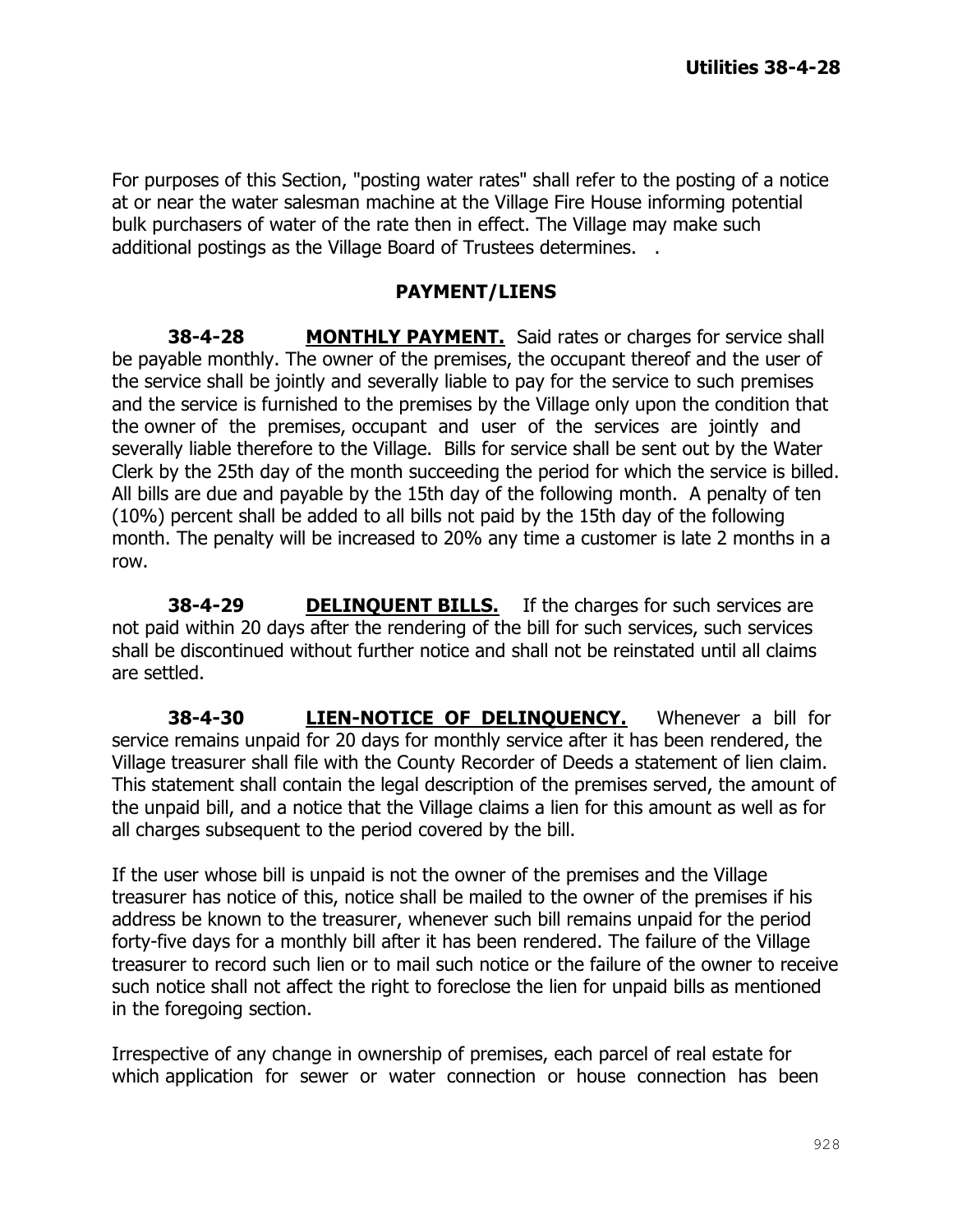For purposes of this Section, "posting water rates" shall refer to the posting of a notice at or near the water salesman machine at the Village Fire House informing potential bulk purchasers of water of the rate then in effect. The Village may make such additional postings as the Village Board of Trustees determines. .

## PAYMENT/LIENS

**38-4-28** **MONTHLY PAYMENT.** Said rates or charges for service shall be payable monthly. The owner of the premises, the occupant thereof and the user of the service shall be jointly and severally liable to pay for the service to such premises and the service is furnished to the premises by the Village only upon the condition that the owner of the premises, occupant and user of the services are jointly and severally liable therefore to the Village. Bills for service shall be sent out by the Water Clerk by the 25th day of the month succeeding the period for which the service is billed. All bills are due and payable by the 15th day of the following month. A penalty of ten (10%) percent shall be added to all bills not paid by the 15th day of the following month. The penalty will be increased to 20% any time a customer is late 2 months in a row.

**38-4-29** **DELINQUENT BILLS.** If the charges for such services are not paid within 20 days after the rendering of the bill for such services, such services shall be discontinued without further notice and shall not be reinstated until all claims are settled.

**38-4-30** **LIEN-NOTICE OF DELINQUENCY.** Whenever a bill for service remains unpaid for 20 days for monthly service after it has been rendered, the Village treasurer shall file with the County Recorder of Deeds a statement of lien claim. This statement shall contain the legal description of the premises served, the amount of the unpaid bill, and a notice that the Village claims a lien for this amount as well as for all charges subsequent to the period covered by the bill.

If the user whose bill is unpaid is not the owner of the premises and the Village treasurer has notice of this, notice shall be mailed to the owner of the premises if his address be known to the treasurer, whenever such bill remains unpaid for the period forty-five days for a monthly bill after it has been rendered. The failure of the Village treasurer to record such lien or to mail such notice or the failure of the owner to receive such notice shall not affect the right to foreclose the lien for unpaid bills as mentioned in the foregoing section.

Irrespective of any change in ownership of premises, each parcel of real estate for which application for sewer or water connection or house connection has been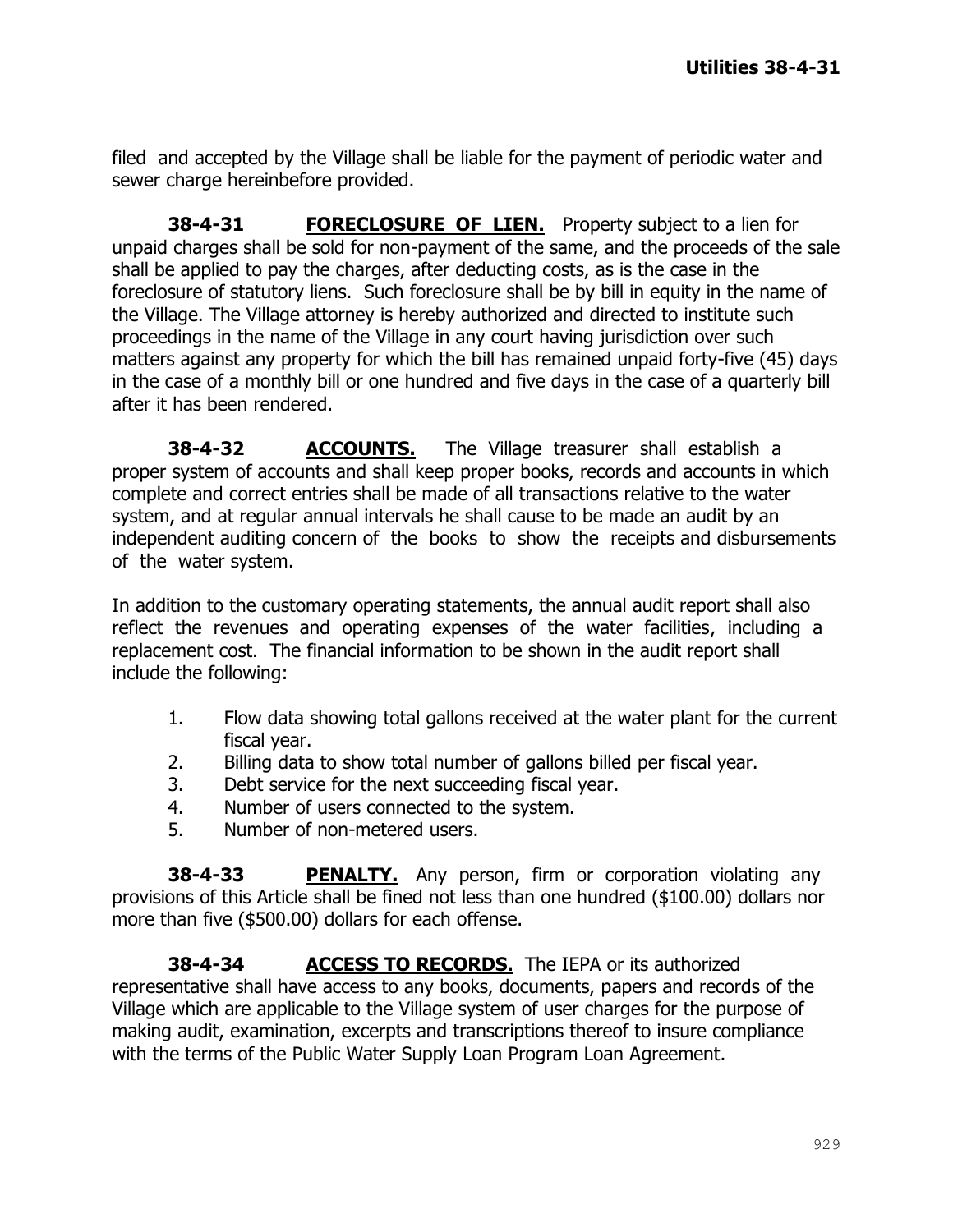filed and accepted by the Village shall be liable for the payment of periodic water and sewer charge hereinbefore provided.

**38-4-31** **FORECLOSURE OF LIEN.** Property subject to a lien for unpaid charges shall be sold for non-payment of the same, and the proceeds of the sale shall be applied to pay the charges, after deducting costs, as is the case in the foreclosure of statutory liens. Such foreclosure shall be by bill in equity in the name of the Village. The Village attorney is hereby authorized and directed to institute such proceedings in the name of the Village in any court having jurisdiction over such matters against any property for which the bill has remained unpaid forty-five (45) days in the case of a monthly bill or one hundred and five days in the case of a quarterly bill after it has been rendered.

**38-4-32** **ACCOUNTS.** The Village treasurer shall establish a proper system of accounts and shall keep proper books, records and accounts in which complete and correct entries shall be made of all transactions relative to the water system, and at regular annual intervals he shall cause to be made an audit by an independent auditing concern of the books to show the receipts and disbursements of the water system.

In addition to the customary operating statements, the annual audit report shall also reflect the revenues and operating expenses of the water facilities, including a replacement cost. The financial information to be shown in the audit report shall include the following:

1. Flow data showing total gallons received at the water plant for the current fiscal year.
2. Billing data to show total number of gallons billed per fiscal year.
3. Debt service for the next succeeding fiscal year.
4. Number of users connected to the system.
5. Number of non-metered users.

**38-4-33** **PENALTY.** Any person, firm or corporation violating any provisions of this Article shall be fined not less than one hundred ($100.00) dollars nor more than five ($500.00) dollars for each offense.

**38-4-34** **ACCESS TO RECORDS.** The IEPA or its authorized representative shall have access to any books, documents, papers and records of the Village which are applicable to the Village system of user charges for the purpose of making audit, examination, excerpts and transcriptions thereof to insure compliance with the terms of the Public Water Supply Loan Program Loan Agreement.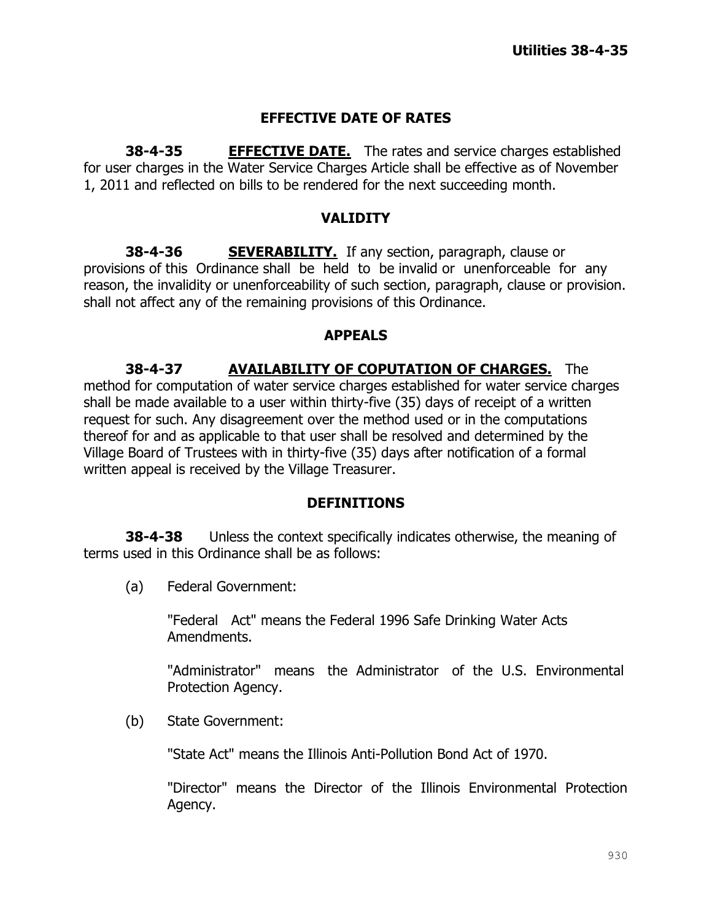## EFFECTIVE DATE OF RATES

**38-4-35** **<u>EFFECTIVE DATE.</u>** The rates and service charges established for user charges in the Water Service Charges Article shall be effective as of November 1, 2011 and reflected on bills to be rendered for the next succeeding month.

## VALIDITY

**38-4-36** **<u>SEVERABILITY.</u>** If any section, paragraph, clause or provisions of this Ordinance shall be held to be invalid or unenforceable for any reason, the invalidity or unenforceability of such section, paragraph, clause or provision. shall not affect any of the remaining provisions of this Ordinance.

## APPEALS

**38-4-37** **<u>AVAILABILITY OF COPUTATION OF CHARGES.</u>** The method for computation of water service charges established for water service charges shall be made available to a user within thirty-five (35) days of receipt of a written request for such. Any disagreement over the method used or in the computations thereof for and as applicable to that user shall be resolved and determined by the Village Board of Trustees with in thirty-five (35) days after notification of a formal written appeal is received by the Village Treasurer.

## DEFINITIONS

**38-4-38** Unless the context specifically indicates otherwise, the meaning of terms used in this Ordinance shall be as follows:

(a) Federal Government:

"Federal Act" means the Federal 1996 Safe Drinking Water Acts Amendments.

"Administrator" means the Administrator of the U.S. Environmental Protection Agency.

(b) State Government:

"State Act" means the Illinois Anti-Pollution Bond Act of 1970.

"Director" means the Director of the Illinois Environmental Protection Agency.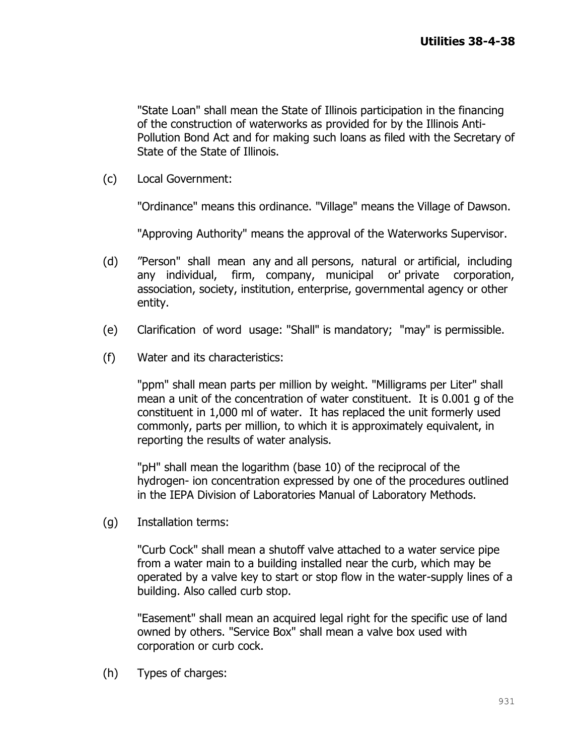"State Loan" shall mean the State of Illinois participation in the financing of the construction of waterworks as provided for by the Illinois Anti-Pollution Bond Act and for making such loans as filed with the Secretary of State of the State of Illinois.

(c) Local Government:

"Ordinance" means this ordinance. "Village" means the Village of Dawson.

"Approving Authority" means the approval of the Waterworks Supervisor.

(d) "Person" shall mean any and all persons, natural or artificial, including any individual, firm, company, municipal or' private corporation, association, society, institution, enterprise, governmental agency or other entity.

(e) Clarification of word usage: "Shall" is mandatory; "may" is permissible.

(f) Water and its characteristics:

"ppm" shall mean parts per million by weight. "Milligrams per Liter" shall mean a unit of the concentration of water constituent. It is 0.001 g of the constituent in 1,000 ml of water. It has replaced the unit formerly used commonly, parts per million, to which it is approximately equivalent, in reporting the results of water analysis.

"pH" shall mean the logarithm (base 10) of the reciprocal of the hydrogen- ion concentration expressed by one of the procedures outlined in the IEPA Division of Laboratories Manual of Laboratory Methods.

(g) Installation terms:

"Curb Cock" shall mean a shutoff valve attached to a water service pipe from a water main to a building installed near the curb, which may be operated by a valve key to start or stop flow in the water-supply lines of a building. Also called curb stop.

"Easement" shall mean an acquired legal right for the specific use of land owned by others. "Service Box" shall mean a valve box used with corporation or curb cock.

(h) Types of charges: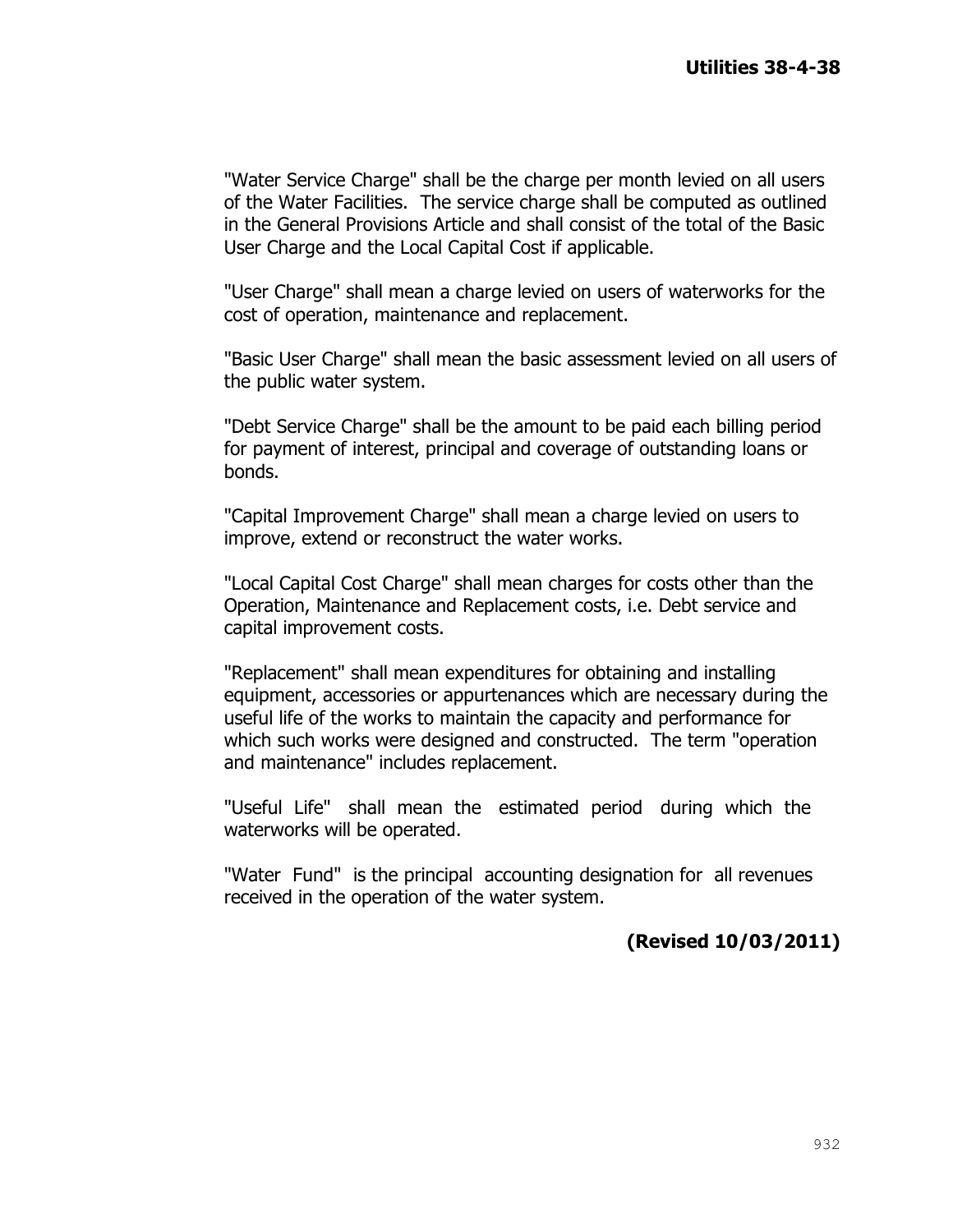"Water Service Charge" shall be the charge per month levied on all users of the Water Facilities. The service charge shall be computed as outlined in the General Provisions Article and shall consist of the total of the Basic User Charge and the Local Capital Cost if applicable.

"User Charge" shall mean a charge levied on users of waterworks for the cost of operation, maintenance and replacement.

"Basic User Charge" shall mean the basic assessment levied on all users of the public water system.

"Debt Service Charge" shall be the amount to be paid each billing period for payment of interest, principal and coverage of outstanding loans or bonds.

"Capital Improvement Charge" shall mean a charge levied on users to improve, extend or reconstruct the water works.

"Local Capital Cost Charge" shall mean charges for costs other than the Operation, Maintenance and Replacement costs, i.e. Debt service and capital improvement costs.

"Replacement" shall mean expenditures for obtaining and installing equipment, accessories or appurtenances which are necessary during the useful life of the works to maintain the capacity and performance for which such works were designed and constructed. The term "operation and maintenance" includes replacement.

"Useful Life" shall mean the estimated period during which the waterworks will be operated.

"Water Fund" is the principal accounting designation for all revenues received in the operation of the water system.

**(Revised 10/03/2011)**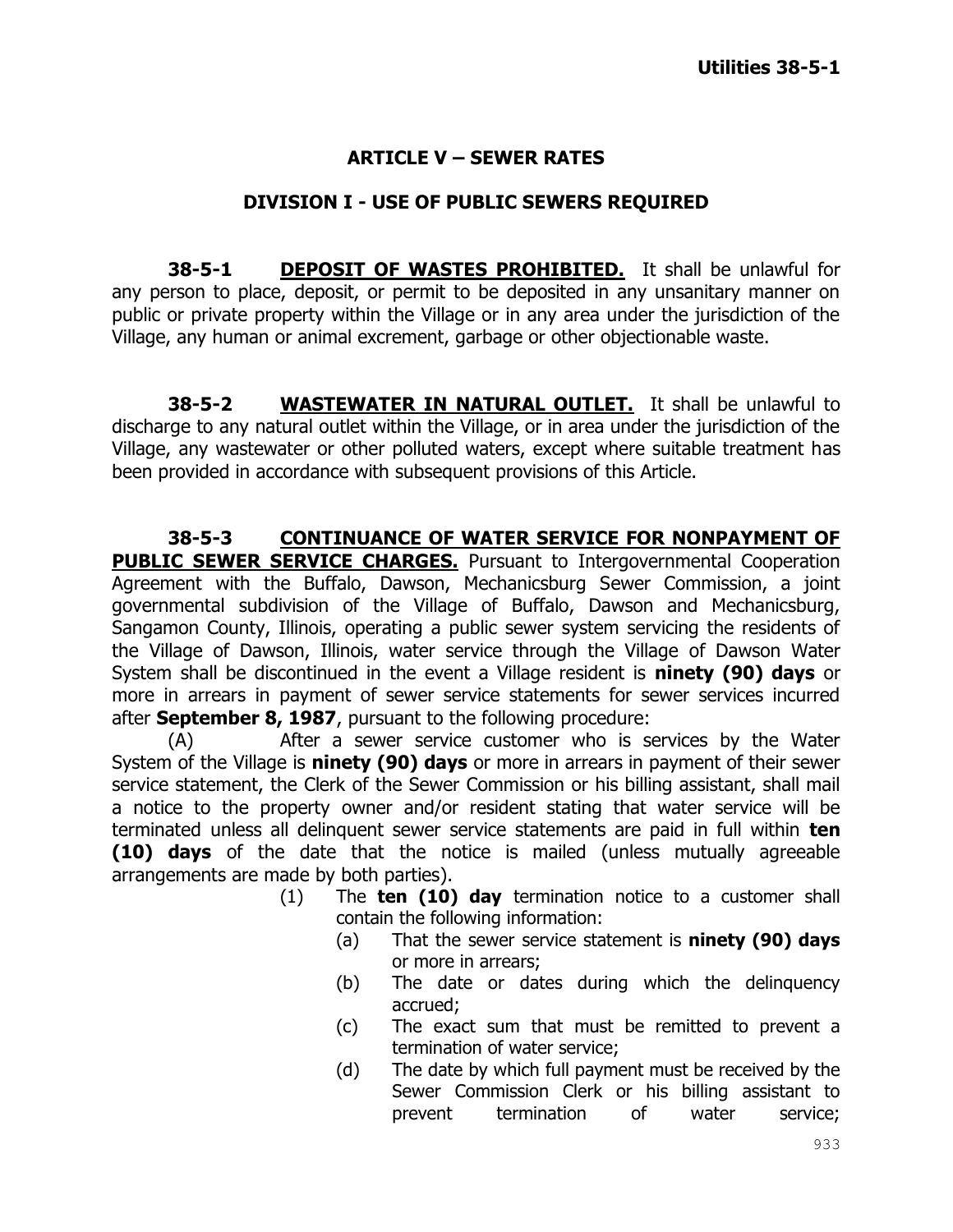## ARTICLE V – SEWER RATES

### DIVISION I - USE OF PUBLIC SEWERS REQUIRED

**38-5-1 <u>DEPOSIT OF WASTES PROHIBITED.</u>** It shall be unlawful for any person to place, deposit, or permit to be deposited in any unsanitary manner on public or private property within the Village or in any area under the jurisdiction of the Village, any human or animal excrement, garbage or other objectionable waste.

**38-5-2 <u>WASTEWATER IN NATURAL OUTLET.</u>** It shall be unlawful to discharge to any natural outlet within the Village, or in area under the jurisdiction of the Village, any wastewater or other polluted waters, except where suitable treatment has been provided in accordance with subsequent provisions of this Article.

**38-5-3 <u>CONTINUANCE OF WATER SERVICE FOR NONPAYMENT OF PUBLIC SEWER SERVICE CHARGES.</u>** Pursuant to Intergovernmental Cooperation Agreement with the Buffalo, Dawson, Mechanicsburg Sewer Commission, a joint governmental subdivision of the Village of Buffalo, Dawson and Mechanicsburg, Sangamon County, Illinois, operating a public sewer system servicing the residents of the Village of Dawson, Illinois, water service through the Village of Dawson Water System shall be discontinued in the event a Village resident is **ninety (90) days** or more in arrears in payment of sewer service statements for sewer services incurred after **September 8, 1987**, pursuant to the following procedure:

(A) After a sewer service customer who is services by the Water System of the Village is **ninety (90) days** or more in arrears in payment of their sewer service statement, the Clerk of the Sewer Commission or his billing assistant, shall mail a notice to the property owner and/or resident stating that water service will be terminated unless all delinquent sewer service statements are paid in full within **ten (10) days** of the date that the notice is mailed (unless mutually agreeable arrangements are made by both parties).

(1) The **ten (10) day** termination notice to a customer shall contain the following information:

(a) That the sewer service statement is **ninety (90) days** or more in arrears;

(b) The date or dates during which the delinquency accrued;

(c) The exact sum that must be remitted to prevent a termination of water service;

(d) The date by which full payment must be received by the Sewer Commission Clerk or his billing assistant to prevent termination of water service;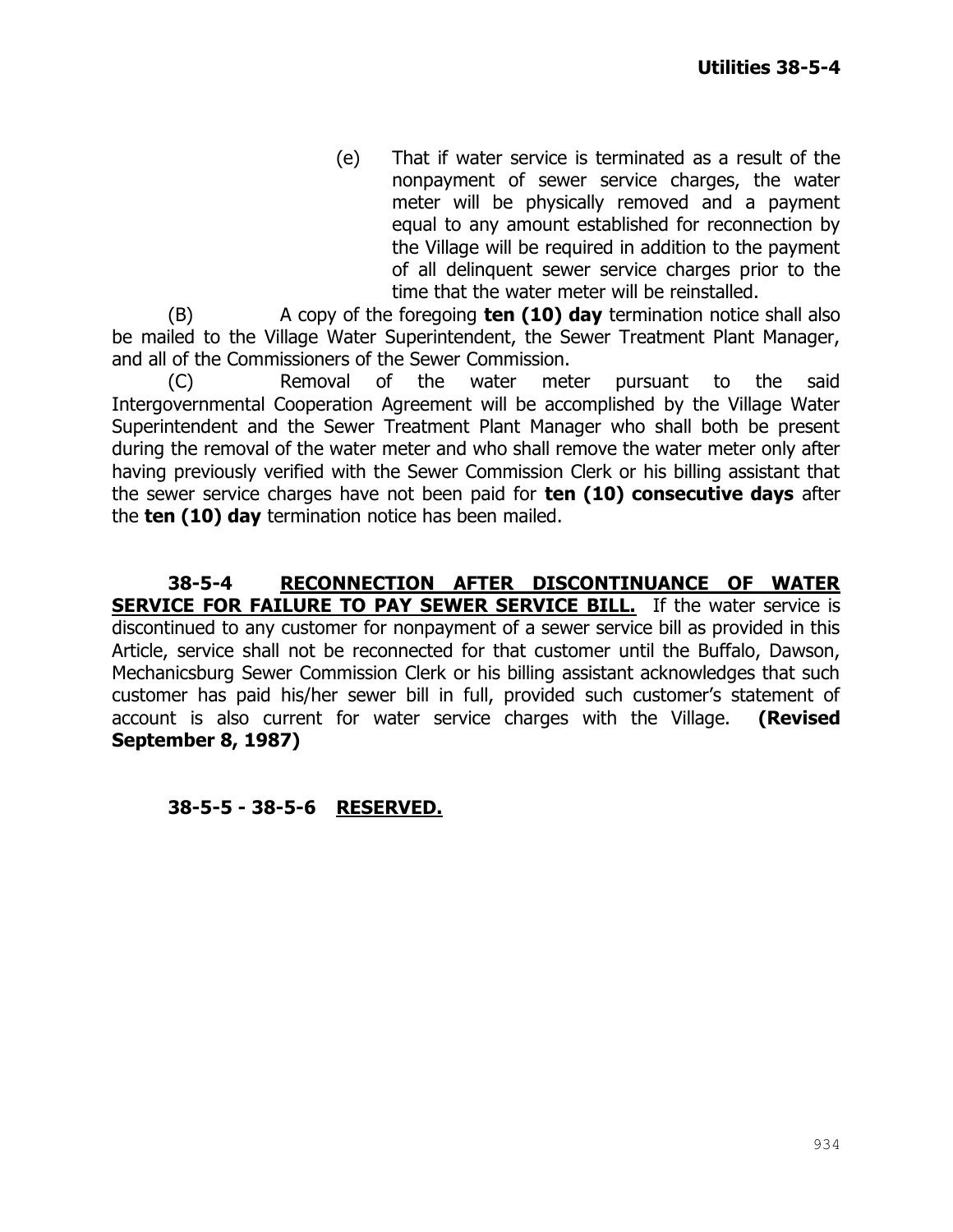(e) That if water service is terminated as a result of the nonpayment of sewer service charges, the water meter will be physically removed and a payment equal to any amount established for reconnection by the Village will be required in addition to the payment of all delinquent sewer service charges prior to the time that the water meter will be reinstalled.

(B) A copy of the foregoing **ten (10) day** termination notice shall also be mailed to the Village Water Superintendent, the Sewer Treatment Plant Manager, and all of the Commissioners of the Sewer Commission.

(C) Removal of the water meter pursuant to the said Intergovernmental Cooperation Agreement will be accomplished by the Village Water Superintendent and the Sewer Treatment Plant Manager who shall both be present during the removal of the water meter and who shall remove the water meter only after having previously verified with the Sewer Commission Clerk or his billing assistant that the sewer service charges have not been paid for **ten (10) consecutive days** after the **ten (10) day** termination notice has been mailed.

**38-5-4 RECONNECTION AFTER DISCONTINUANCE OF WATER SERVICE FOR FAILURE TO PAY SEWER SERVICE BILL.** If the water service is discontinued to any customer for nonpayment of a sewer service bill as provided in this Article, service shall not be reconnected for that customer until the Buffalo, Dawson, Mechanicsburg Sewer Commission Clerk or his billing assistant acknowledges that such customer has paid his/her sewer bill in full, provided such customer's statement of account is also current for water service charges with the Village. **(Revised September 8, 1987)**

**38-5-5 - 38-5-6 RESERVED.**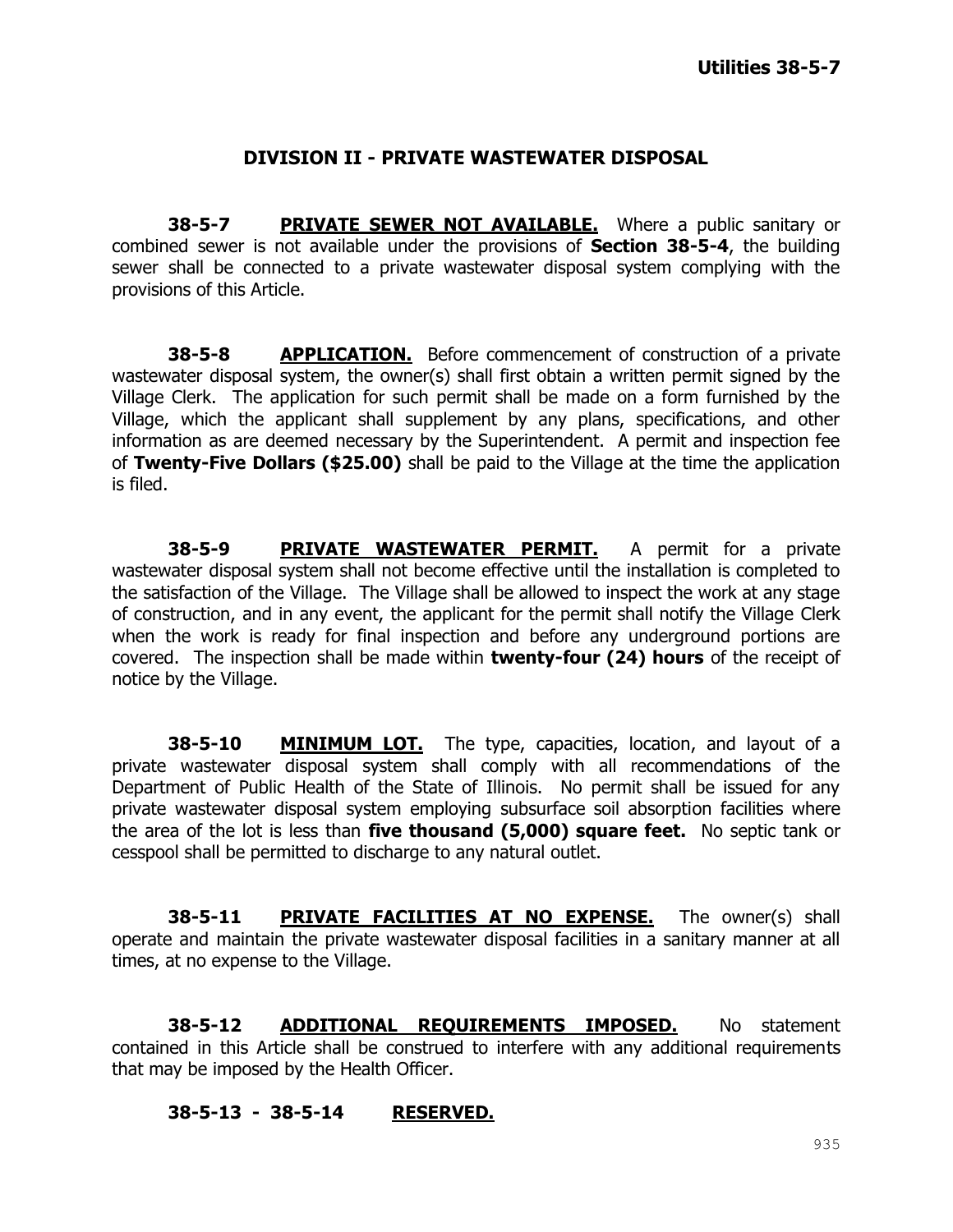## DIVISION II - PRIVATE WASTEWATER DISPOSAL

**38-5-7** **PRIVATE SEWER NOT AVAILABLE.** Where a public sanitary or combined sewer is not available under the provisions of **Section 38-5-4**, the building sewer shall be connected to a private wastewater disposal system complying with the provisions of this Article.

**38-5-8** **APPLICATION.** Before commencement of construction of a private wastewater disposal system, the owner(s) shall first obtain a written permit signed by the Village Clerk. The application for such permit shall be made on a form furnished by the Village, which the applicant shall supplement by any plans, specifications, and other information as are deemed necessary by the Superintendent. A permit and inspection fee of **Twenty-Five Dollars ($25.00)** shall be paid to the Village at the time the application is filed.

**38-5-9** **PRIVATE WASTEWATER PERMIT.** A permit for a private wastewater disposal system shall not become effective until the installation is completed to the satisfaction of the Village. The Village shall be allowed to inspect the work at any stage of construction, and in any event, the applicant for the permit shall notify the Village Clerk when the work is ready for final inspection and before any underground portions are covered. The inspection shall be made within **twenty-four (24) hours** of the receipt of notice by the Village.

**38-5-10** **MINIMUM LOT.** The type, capacities, location, and layout of a private wastewater disposal system shall comply with all recommendations of the Department of Public Health of the State of Illinois. No permit shall be issued for any private wastewater disposal system employing subsurface soil absorption facilities where the area of the lot is less than **five thousand (5,000) square feet.** No septic tank or cesspool shall be permitted to discharge to any natural outlet.

**38-5-11** **PRIVATE FACILITIES AT NO EXPENSE.** The owner(s) shall operate and maintain the private wastewater disposal facilities in a sanitary manner at all times, at no expense to the Village.

**38-5-12** **ADDITIONAL REQUIREMENTS IMPOSED.** No statement contained in this Article shall be construed to interfere with any additional requirements that may be imposed by the Health Officer.

**38-5-13 - 38-5-14** **RESERVED.**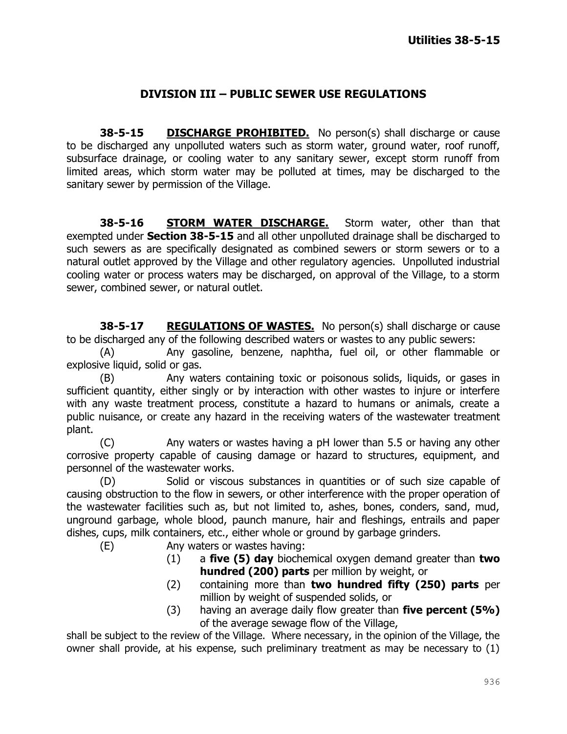## DIVISION III – PUBLIC SEWER USE REGULATIONS

**38-5-15** **DISCHARGE PROHIBITED.** No person(s) shall discharge or cause to be discharged any unpolluted waters such as storm water, ground water, roof runoff, subsurface drainage, or cooling water to any sanitary sewer, except storm runoff from limited areas, which storm water may be polluted at times, may be discharged to the sanitary sewer by permission of the Village.

**38-5-16** **STORM WATER DISCHARGE.** Storm water, other than that exempted under **Section 38-5-15** and all other unpolluted drainage shall be discharged to such sewers as are specifically designated as combined sewers or storm sewers or to a natural outlet approved by the Village and other regulatory agencies. Unpolluted industrial cooling water or process waters may be discharged, on approval of the Village, to a storm sewer, combined sewer, or natural outlet.

**38-5-17** **REGULATIONS OF WASTES.** No person(s) shall discharge or cause to be discharged any of the following described waters or wastes to any public sewers:

(A) Any gasoline, benzene, naphtha, fuel oil, or other flammable or explosive liquid, solid or gas.

(B) Any waters containing toxic or poisonous solids, liquids, or gases in sufficient quantity, either singly or by interaction with other wastes to injure or interfere with any waste treatment process, constitute a hazard to humans or animals, create a public nuisance, or create any hazard in the receiving waters of the wastewater treatment plant.

(C) Any waters or wastes having a pH lower than 5.5 or having any other corrosive property capable of causing damage or hazard to structures, equipment, and personnel of the wastewater works.

(D) Solid or viscous substances in quantities or of such size capable of causing obstruction to the flow in sewers, or other interference with the proper operation of the wastewater facilities such as, but not limited to, ashes, bones, conders, sand, mud, unground garbage, whole blood, paunch manure, hair and fleshings, entrails and paper dishes, cups, milk containers, etc., either whole or ground by garbage grinders.

(E) Any waters or wastes having:

(1) a **five (5) day** biochemical oxygen demand greater than **two hundred (200) parts** per million by weight, or

(2) containing more than **two hundred fifty (250) parts** per million by weight of suspended solids, or

(3) having an average daily flow greater than **five percent (5%)** of the average sewage flow of the Village,

shall be subject to the review of the Village. Where necessary, in the opinion of the Village, the owner shall provide, at his expense, such preliminary treatment as may be necessary to (1)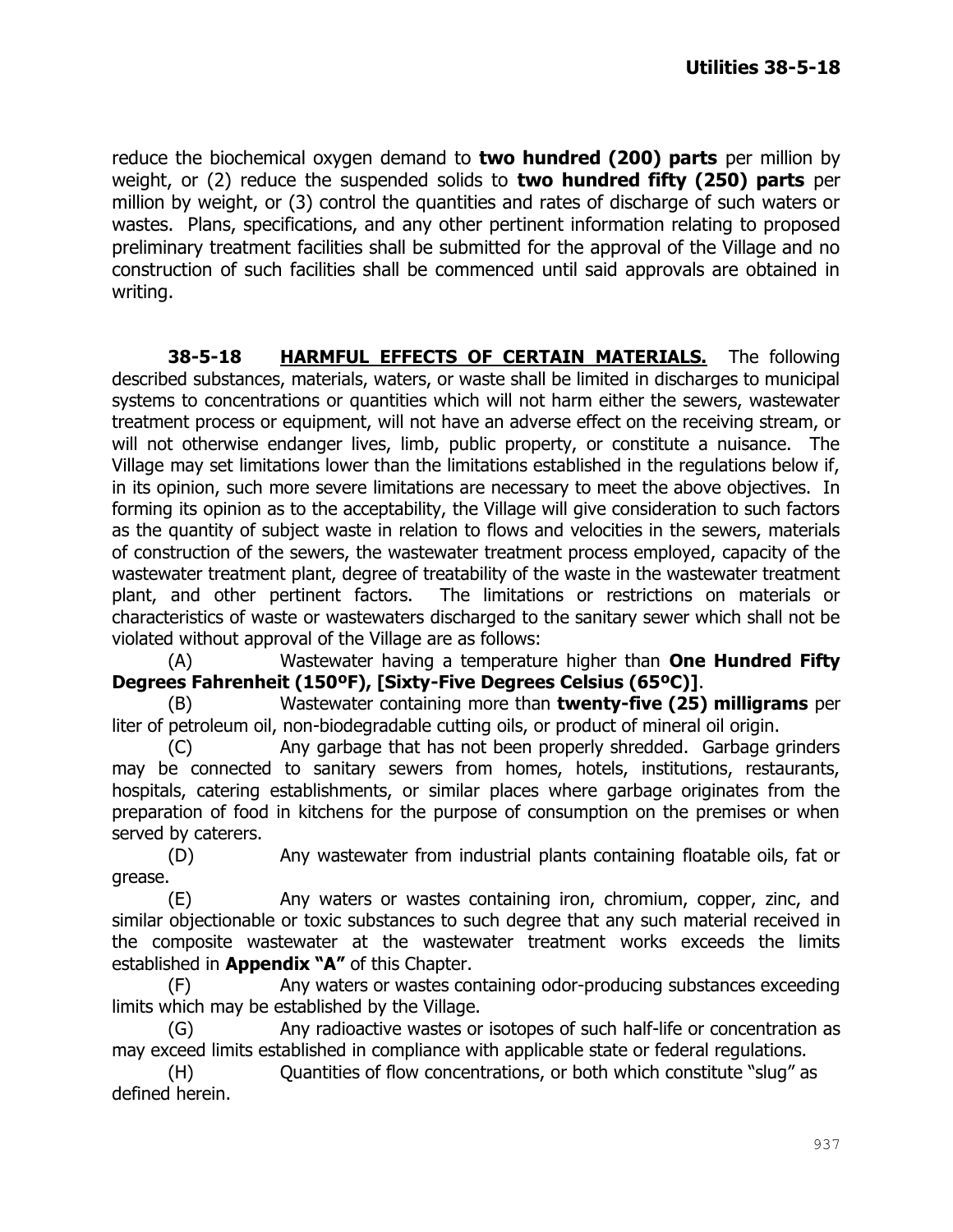reduce the biochemical oxygen demand to **two hundred (200) parts** per million by weight, or (2) reduce the suspended solids to **two hundred fifty (250) parts** per million by weight, or (3) control the quantities and rates of discharge of such waters or wastes. Plans, specifications, and any other pertinent information relating to proposed preliminary treatment facilities shall be submitted for the approval of the Village and no construction of such facilities shall be commenced until said approvals are obtained in writing.

**38-5-18 HARMFUL EFFECTS OF CERTAIN MATERIALS.** The following described substances, materials, waters, or waste shall be limited in discharges to municipal systems to concentrations or quantities which will not harm either the sewers, wastewater treatment process or equipment, will not have an adverse effect on the receiving stream, or will not otherwise endanger lives, limb, public property, or constitute a nuisance. The Village may set limitations lower than the limitations established in the regulations below if, in its opinion, such more severe limitations are necessary to meet the above objectives. In forming its opinion as to the acceptability, the Village will give consideration to such factors as the quantity of subject waste in relation to flows and velocities in the sewers, materials of construction of the sewers, the wastewater treatment process employed, capacity of the wastewater treatment plant, degree of treatability of the waste in the wastewater treatment plant, and other pertinent factors. The limitations or restrictions on materials or characteristics of waste or wastewaters discharged to the sanitary sewer which shall not be violated without approval of the Village are as follows:

(A) Wastewater having a temperature higher than **One Hundred Fifty Degrees Fahrenheit (150ºF), [Sixty-Five Degrees Celsius (65ºC)]**.

(B) Wastewater containing more than **twenty-five (25) milligrams** per liter of petroleum oil, non-biodegradable cutting oils, or product of mineral oil origin.

(C) Any garbage that has not been properly shredded. Garbage grinders may be connected to sanitary sewers from homes, hotels, institutions, restaurants, hospitals, catering establishments, or similar places where garbage originates from the preparation of food in kitchens for the purpose of consumption on the premises or when served by caterers.

(D) Any wastewater from industrial plants containing floatable oils, fat or grease.

(E) Any waters or wastes containing iron, chromium, copper, zinc, and similar objectionable or toxic substances to such degree that any such material received in the composite wastewater at the wastewater treatment works exceeds the limits established in **Appendix "A"** of this Chapter.

(F) Any waters or wastes containing odor-producing substances exceeding limits which may be established by the Village.

(G) Any radioactive wastes or isotopes of such half-life or concentration as may exceed limits established in compliance with applicable state or federal regulations.

(H) Quantities of flow concentrations, or both which constitute "slug" as defined herein.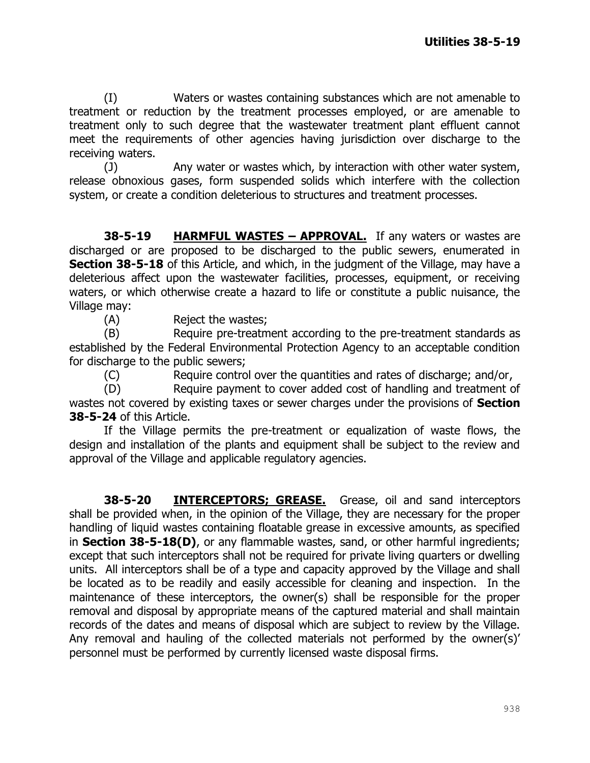(I) Waters or wastes containing substances which are not amenable to treatment or reduction by the treatment processes employed, or are amenable to treatment only to such degree that the wastewater treatment plant effluent cannot meet the requirements of other agencies having jurisdiction over discharge to the receiving waters.

(J) Any water or wastes which, by interaction with other water system, release obnoxious gases, form suspended solids which interfere with the collection system, or create a condition deleterious to structures and treatment processes.

**38-5-19 HARMFUL WASTES – APPROVAL.** If any waters or wastes are discharged or are proposed to be discharged to the public sewers, enumerated in **Section 38-5-18** of this Article, and which, in the judgment of the Village, may have a deleterious affect upon the wastewater facilities, processes, equipment, or receiving waters, or which otherwise create a hazard to life or constitute a public nuisance, the Village may:

(A) Reject the wastes;

(B) Require pre-treatment according to the pre-treatment standards as established by the Federal Environmental Protection Agency to an acceptable condition for discharge to the public sewers;

(C) Require control over the quantities and rates of discharge; and/or,

(D) Require payment to cover added cost of handling and treatment of wastes not covered by existing taxes or sewer charges under the provisions of **Section 38-5-24** of this Article.

If the Village permits the pre-treatment or equalization of waste flows, the design and installation of the plants and equipment shall be subject to the review and approval of the Village and applicable regulatory agencies.

**38-5-20 INTERCEPTORS; GREASE.** Grease, oil and sand interceptors shall be provided when, in the opinion of the Village, they are necessary for the proper handling of liquid wastes containing floatable grease in excessive amounts, as specified in **Section 38-5-18(D)**, or any flammable wastes, sand, or other harmful ingredients; except that such interceptors shall not be required for private living quarters or dwelling units. All interceptors shall be of a type and capacity approved by the Village and shall be located as to be readily and easily accessible for cleaning and inspection. In the maintenance of these interceptors, the owner(s) shall be responsible for the proper removal and disposal by appropriate means of the captured material and shall maintain records of the dates and means of disposal which are subject to review by the Village. Any removal and hauling of the collected materials not performed by the owner(s)' personnel must be performed by currently licensed waste disposal firms.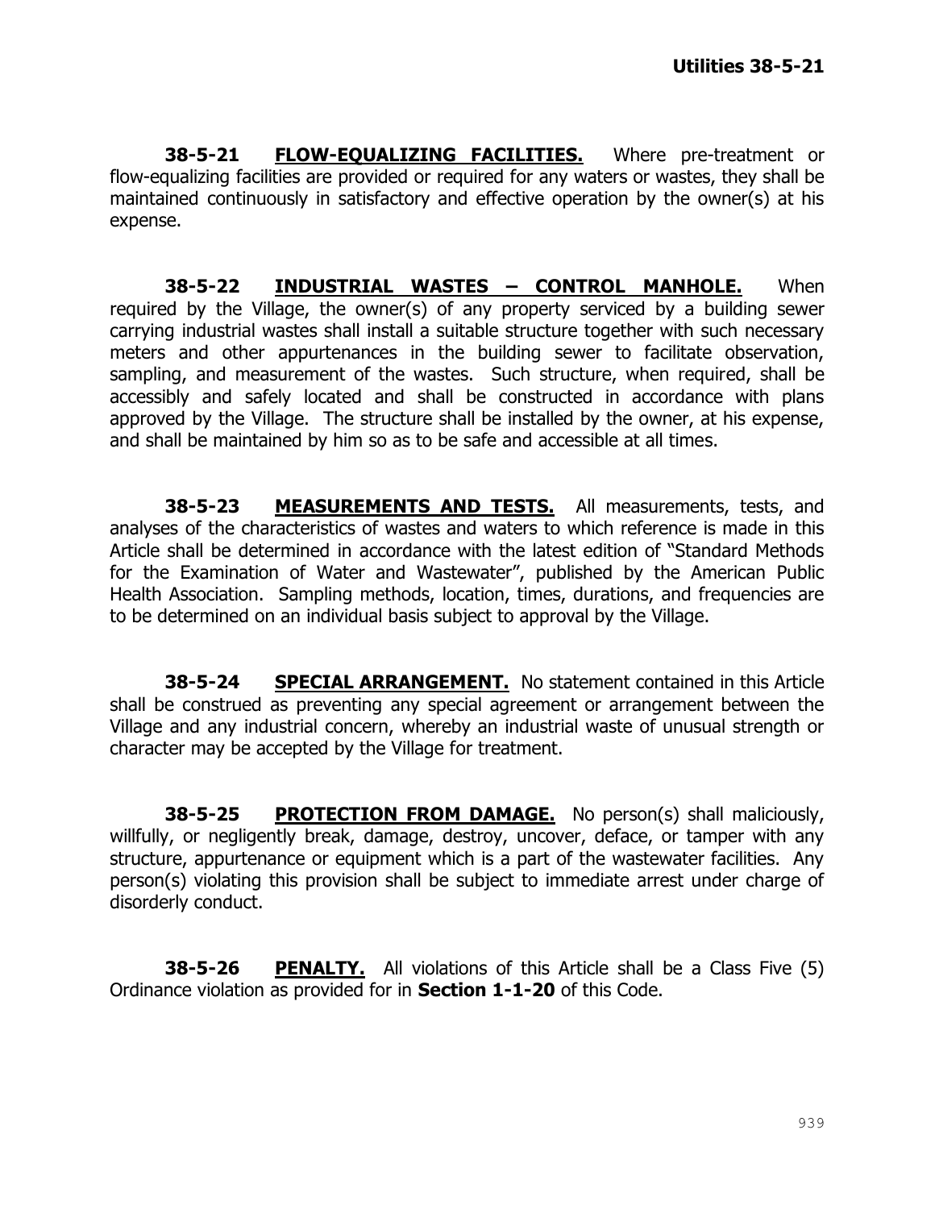**38-5-21** **<u>FLOW-EQUALIZING FACILITIES.</u>** Where pre-treatment or flow-equalizing facilities are provided or required for any waters or wastes, they shall be maintained continuously in satisfactory and effective operation by the owner(s) at his expense.

**38-5-22** **<u>INDUSTRIAL WASTES – CONTROL MANHOLE.</u>** When required by the Village, the owner(s) of any property serviced by a building sewer carrying industrial wastes shall install a suitable structure together with such necessary meters and other appurtenances in the building sewer to facilitate observation, sampling, and measurement of the wastes. Such structure, when required, shall be accessibly and safely located and shall be constructed in accordance with plans approved by the Village. The structure shall be installed by the owner, at his expense, and shall be maintained by him so as to be safe and accessible at all times.

**38-5-23** **<u>MEASUREMENTS AND TESTS.</u>** All measurements, tests, and analyses of the characteristics of wastes and waters to which reference is made in this Article shall be determined in accordance with the latest edition of "Standard Methods for the Examination of Water and Wastewater", published by the American Public Health Association. Sampling methods, location, times, durations, and frequencies are to be determined on an individual basis subject to approval by the Village.

**38-5-24** **<u>SPECIAL ARRANGEMENT.</u>** No statement contained in this Article shall be construed as preventing any special agreement or arrangement between the Village and any industrial concern, whereby an industrial waste of unusual strength or character may be accepted by the Village for treatment.

**38-5-25** **<u>PROTECTION FROM DAMAGE.</u>** No person(s) shall maliciously, willfully, or negligently break, damage, destroy, uncover, deface, or tamper with any structure, appurtenance or equipment which is a part of the wastewater facilities. Any person(s) violating this provision shall be subject to immediate arrest under charge of disorderly conduct.

**38-5-26** **<u>PENALTY.</u>** All violations of this Article shall be a Class Five (5) Ordinance violation as provided for in **Section 1-1-20** of this Code.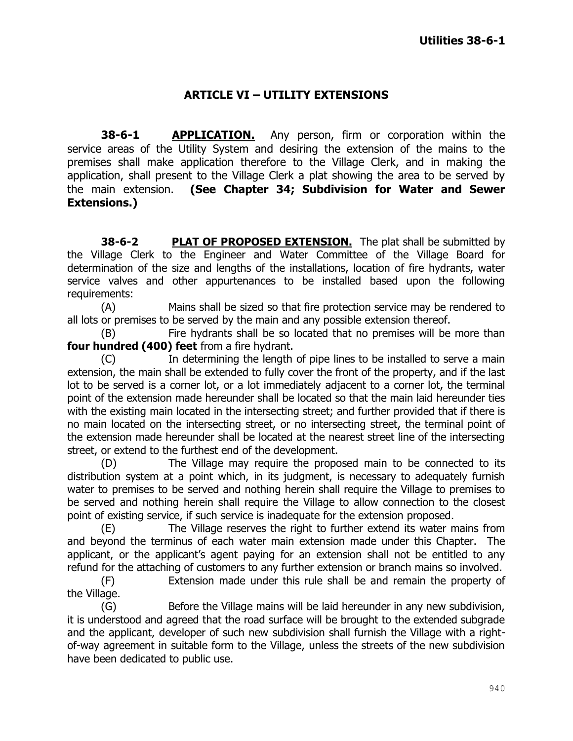## ARTICLE VI – UTILITY EXTENSIONS

**38-6-1 APPLICATION.** Any person, firm or corporation within the service areas of the Utility System and desiring the extension of the mains to the premises shall make application therefore to the Village Clerk, and in making the application, shall present to the Village Clerk a plat showing the area to be served by the main extension. **(See Chapter 34; Subdivision for Water and Sewer Extensions.)**

**38-6-2 PLAT OF PROPOSED EXTENSION.** The plat shall be submitted by the Village Clerk to the Engineer and Water Committee of the Village Board for determination of the size and lengths of the installations, location of fire hydrants, water service valves and other appurtenances to be installed based upon the following requirements:

(A) Mains shall be sized so that fire protection service may be rendered to all lots or premises to be served by the main and any possible extension thereof.

(B) Fire hydrants shall be so located that no premises will be more than **four hundred (400) feet** from a fire hydrant.

(C) In determining the length of pipe lines to be installed to serve a main extension, the main shall be extended to fully cover the front of the property, and if the last lot to be served is a corner lot, or a lot immediately adjacent to a corner lot, the terminal point of the extension made hereunder shall be located so that the main laid hereunder ties with the existing main located in the intersecting street; and further provided that if there is no main located on the intersecting street, or no intersecting street, the terminal point of the extension made hereunder shall be located at the nearest street line of the intersecting street, or extend to the furthest end of the development.

(D) The Village may require the proposed main to be connected to its distribution system at a point which, in its judgment, is necessary to adequately furnish water to premises to be served and nothing herein shall require the Village to premises to be served and nothing herein shall require the Village to allow connection to the closest point of existing service, if such service is inadequate for the extension proposed.

(E) The Village reserves the right to further extend its water mains from and beyond the terminus of each water main extension made under this Chapter. The applicant, or the applicant's agent paying for an extension shall not be entitled to any refund for the attaching of customers to any further extension or branch mains so involved.

(F) Extension made under this rule shall be and remain the property of the Village.

(G) Before the Village mains will be laid hereunder in any new subdivision, it is understood and agreed that the road surface will be brought to the extended subgrade and the applicant, developer of such new subdivision shall furnish the Village with a right-of-way agreement in suitable form to the Village, unless the streets of the new subdivision have been dedicated to public use.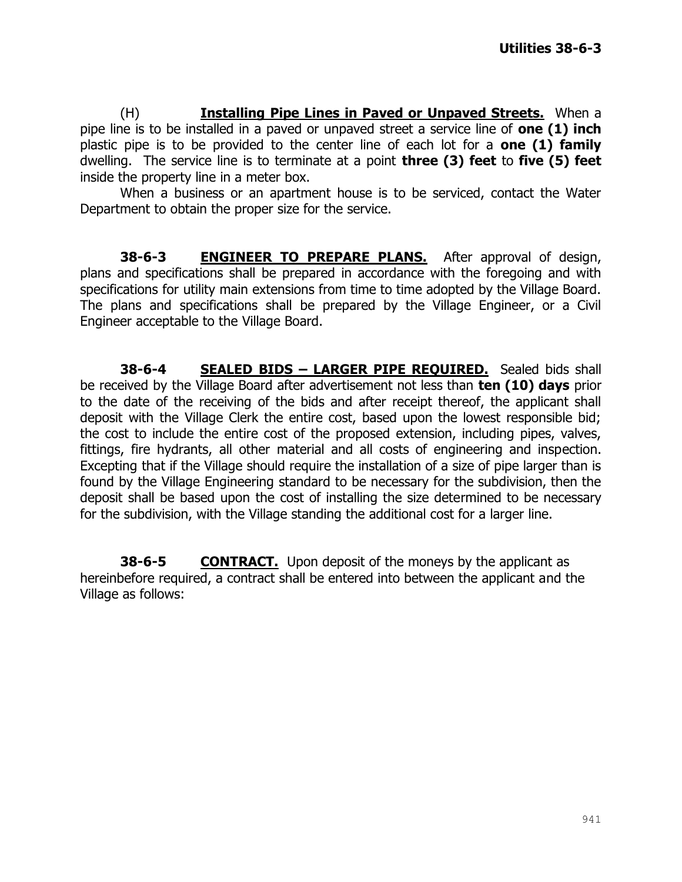(H) **<u>Installing Pipe Lines in Paved or Unpaved Streets.</u>** When a pipe line is to be installed in a paved or unpaved street a service line of **one (1) inch** plastic pipe is to be provided to the center line of each lot for a **one (1) family** dwelling. The service line is to terminate at a point **three (3) feet** to **five (5) feet** inside the property line in a meter box.

When a business or an apartment house is to be serviced, contact the Water Department to obtain the proper size for the service.

**38-6-3 <u>ENGINEER TO PREPARE PLANS.</u>** After approval of design, plans and specifications shall be prepared in accordance with the foregoing and with specifications for utility main extensions from time to time adopted by the Village Board. The plans and specifications shall be prepared by the Village Engineer, or a Civil Engineer acceptable to the Village Board.

**38-6-4 <u>SEALED BIDS – LARGER PIPE REQUIRED.</u>** Sealed bids shall be received by the Village Board after advertisement not less than **ten (10) days** prior to the date of the receiving of the bids and after receipt thereof, the applicant shall deposit with the Village Clerk the entire cost, based upon the lowest responsible bid; the cost to include the entire cost of the proposed extension, including pipes, valves, fittings, fire hydrants, all other material and all costs of engineering and inspection. Excepting that if the Village should require the installation of a size of pipe larger than is found by the Village Engineering standard to be necessary for the subdivision, then the deposit shall be based upon the cost of installing the size determined to be necessary for the subdivision, with the Village standing the additional cost for a larger line.

**38-6-5 <u>CONTRACT.</u>** Upon deposit of the moneys by the applicant as hereinbefore required, a contract shall be entered into between the applicant and the Village as follows: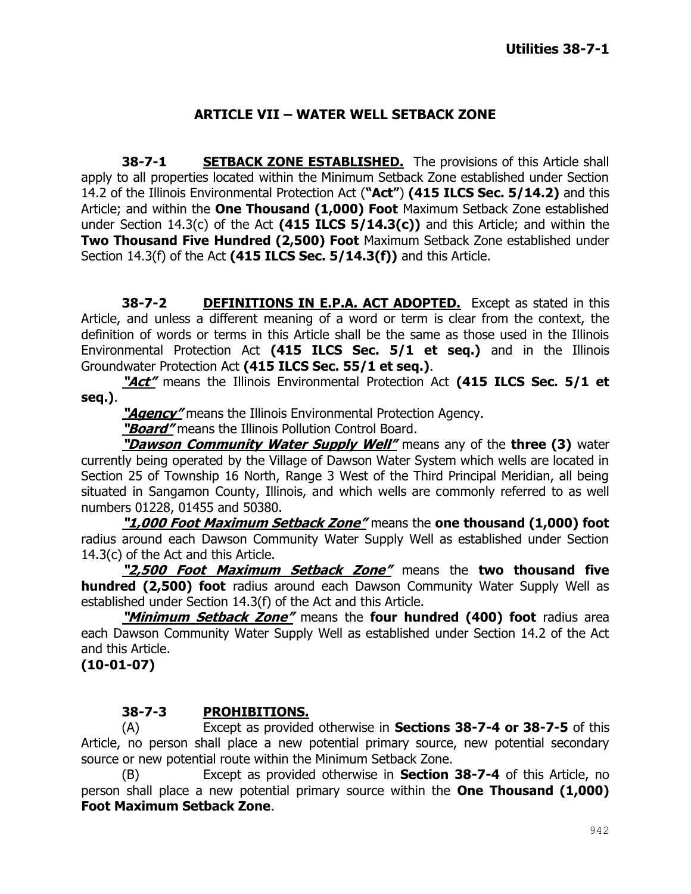## ARTICLE VII – WATER WELL SETBACK ZONE

**38-7-1 <u>SETBACK ZONE ESTABLISHED.</u>** The provisions of this Article shall apply to all properties located within the Minimum Setback Zone established under Section 14.2 of the Illinois Environmental Protection Act (**"Act"**) **(415 ILCS Sec. 5/14.2)** and this Article; and within the **One Thousand (1,000) Foot** Maximum Setback Zone established under Section 14.3(c) of the Act **(415 ILCS 5/14.3(c))** and this Article; and within the **Two Thousand Five Hundred (2,500) Foot** Maximum Setback Zone established under Section 14.3(f) of the Act **(415 ILCS Sec. 5/14.3(f))** and this Article.

**38-7-2 <u>DEFINITIONS IN E.P.A. ACT ADOPTED.</u>** Except as stated in this Article, and unless a different meaning of a word or term is clear from the context, the definition of words or terms in this Article shall be the same as those used in the Illinois Environmental Protection Act **(415 ILCS Sec. 5/1 et seq.)** and in the Illinois Groundwater Protection Act **(415 ILCS Sec. 55/1 et seq.)**.

***<u>"Act"</u>*** means the Illinois Environmental Protection Act **(415 ILCS Sec. 5/1 et seq.)**.

***<u>"Agency"</u>*** means the Illinois Environmental Protection Agency.

***<u>"Board"</u>*** means the Illinois Pollution Control Board.

***<u>"Dawson Community Water Supply Well"</u>*** means any of the **three (3)** water currently being operated by the Village of Dawson Water System which wells are located in Section 25 of Township 16 North, Range 3 West of the Third Principal Meridian, all being situated in Sangamon County, Illinois, and which wells are commonly referred to as well numbers 01228, 01455 and 50380.

***<u>"1,000 Foot Maximum Setback Zone"</u>*** means the **one thousand (1,000) foot** radius around each Dawson Community Water Supply Well as established under Section 14.3(c) of the Act and this Article.

***<u>"2,500 Foot Maximum Setback Zone"</u>*** means the **two thousand five hundred (2,500) foot** radius around each Dawson Community Water Supply Well as established under Section 14.3(f) of the Act and this Article.

***<u>"Minimum Setback Zone"</u>*** means the **four hundred (400) foot** radius area each Dawson Community Water Supply Well as established under Section 14.2 of the Act and this Article.

**(10-01-07)**

**38-7-3 <u>PROHIBITIONS.</u>**

(A) Except as provided otherwise in **Sections 38-7-4 or 38-7-5** of this Article, no person shall place a new potential primary source, new potential secondary source or new potential route within the Minimum Setback Zone.

(B) Except as provided otherwise in **Section 38-7-4** of this Article, no person shall place a new potential primary source within the **One Thousand (1,000) Foot Maximum Setback Zone**.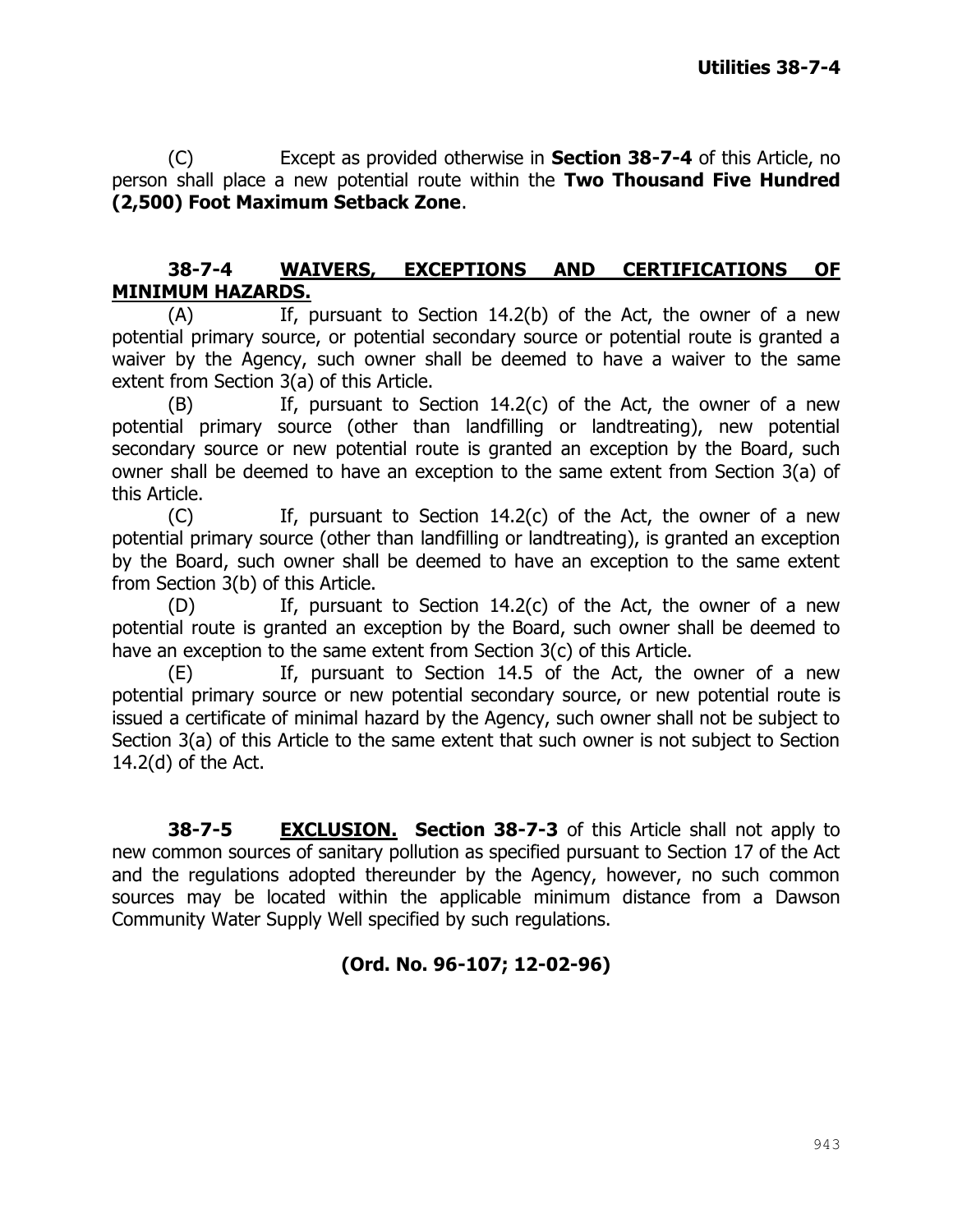(C) Except as provided otherwise in **Section 38-7-4** of this Article, no person shall place a new potential route within the **Two Thousand Five Hundred (2,500) Foot Maximum Setback Zone**.

**38-7-4 <u>WAIVERS, EXCEPTIONS AND CERTIFICATIONS OF MINIMUM HAZARDS.</u>**

(A) If, pursuant to Section 14.2(b) of the Act, the owner of a new potential primary source, or potential secondary source or potential route is granted a waiver by the Agency, such owner shall be deemed to have a waiver to the same extent from Section 3(a) of this Article.

(B) If, pursuant to Section 14.2(c) of the Act, the owner of a new potential primary source (other than landfilling or landtreating), new potential secondary source or new potential route is granted an exception by the Board, such owner shall be deemed to have an exception to the same extent from Section 3(a) of this Article.

(C) If, pursuant to Section 14.2(c) of the Act, the owner of a new potential primary source (other than landfilling or landtreating), is granted an exception by the Board, such owner shall be deemed to have an exception to the same extent from Section 3(b) of this Article.

(D) If, pursuant to Section 14.2(c) of the Act, the owner of a new potential route is granted an exception by the Board, such owner shall be deemed to have an exception to the same extent from Section 3(c) of this Article.

(E) If, pursuant to Section 14.5 of the Act, the owner of a new potential primary source or new potential secondary source, or new potential route is issued a certificate of minimal hazard by the Agency, such owner shall not be subject to Section 3(a) of this Article to the same extent that such owner is not subject to Section 14.2(d) of the Act.

**38-7-5 <u>EXCLUSION.</u>** **Section 38-7-3** of this Article shall not apply to new common sources of sanitary pollution as specified pursuant to Section 17 of the Act and the regulations adopted thereunder by the Agency, however, no such common sources may be located within the applicable minimum distance from a Dawson Community Water Supply Well specified by such regulations.

**(Ord. No. 96-107; 12-02-96)**